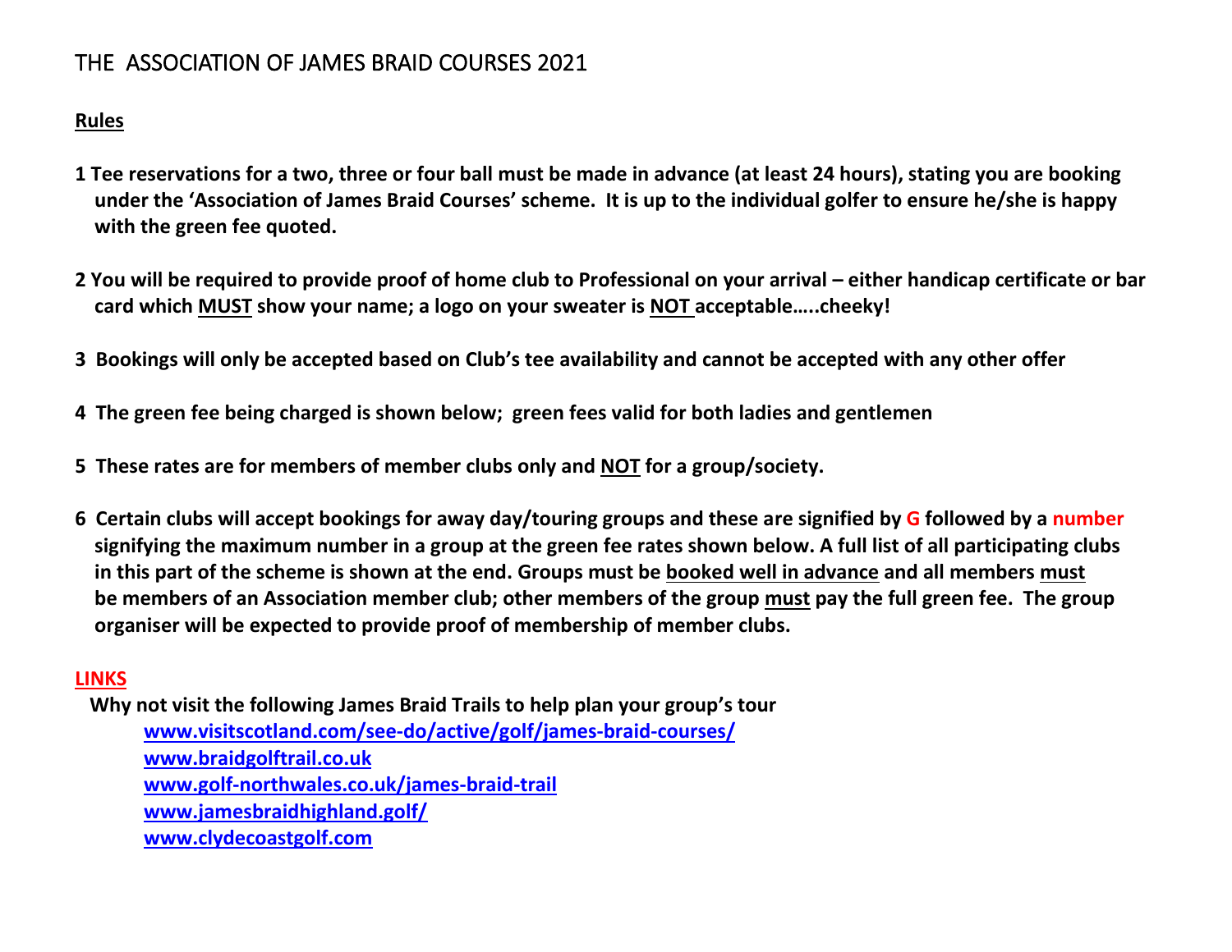# THE ASSOCIATION OF JAMES BRAID COURSES 2021

**Rules**

**1 Tee reservations for a two, three or four ball must be made in advance (at least 24 hours), stating you are booking under the 'Association of James Braid Courses' scheme. It is up to the individual golfer to ensure he/she is happy with the green fee quoted.**

**2 You will be required to provide proof of home club to Professional on your arrival – either handicap certificate or bar card which MUST show your name; a logo on your sweater is NOT acceptable…..cheeky!**

**3 Bookings will only be accepted based on Club's tee availability and cannot be accepted with any other offer**

**4 The green fee being charged is shown below; green fees valid for both ladies and gentlemen**

**5 These rates are for members of member clubs only and NOT for a group/society.**

**6 Certain clubs will accept bookings for away day/touring groups and these are signified by G followed by a number signifying the maximum number in a group at the green fee rates shown below. A full list of all participating clubs in this part of the scheme is shown at the end. Groups must be booked well in advance and all members must be members of an Association member club; other members of the group must pay the full green fee. The group organiser will be expected to provide proof of membership of member clubs.**

**LINKS**

**Why not visit the following James Braid Trails to help plan your group's tour**

**www.visitscotland.com/see-do/active/golf/james-braid-courses/**
**www.braidgolftrail.co.uk**
**www.golf-northwales.co.uk/james-braid-trail**
**www.jamesbraidhighland.golf/**
**www.clydecoastgolf.com**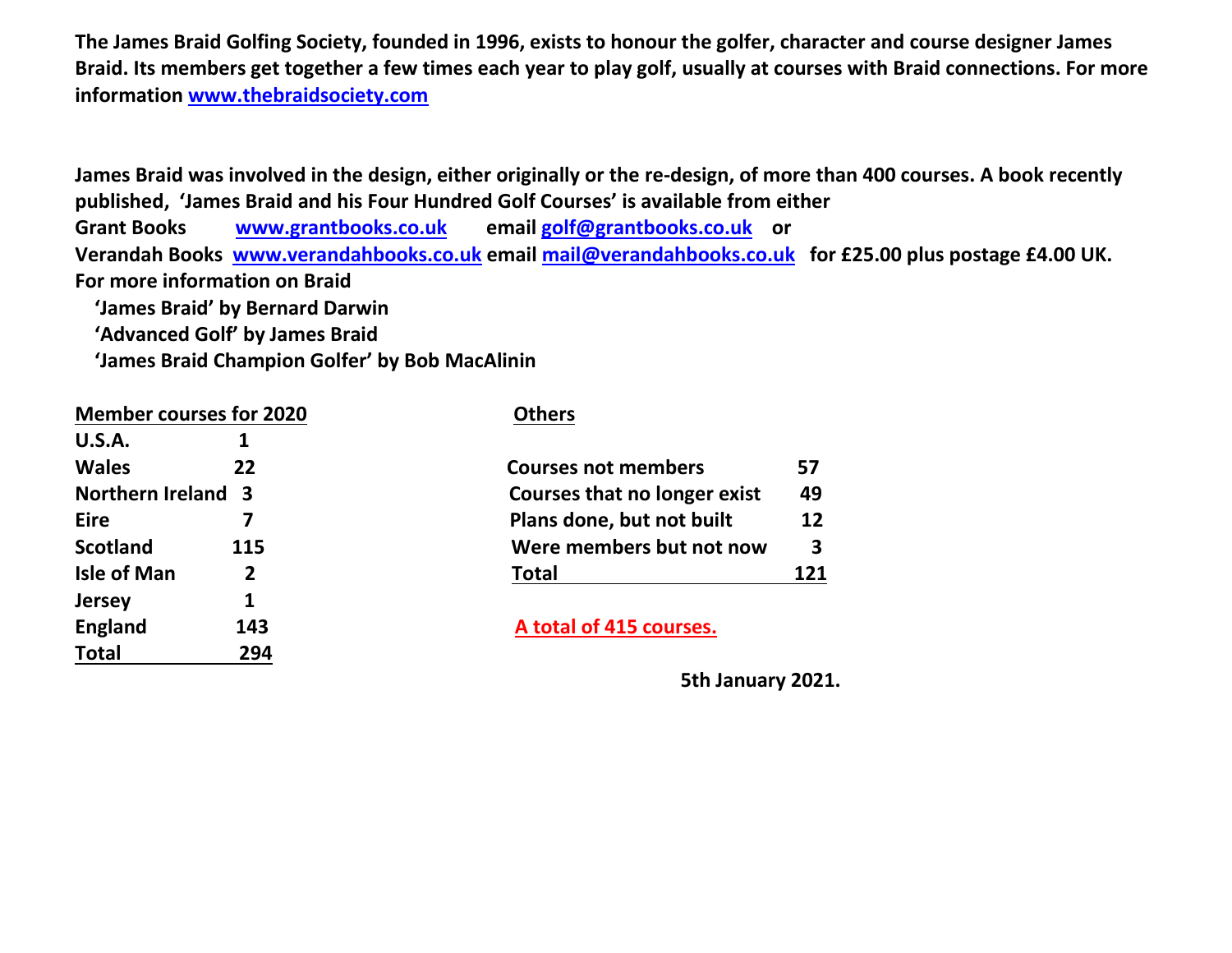**The James Braid Golfing Society, founded in 1996, exists to honour the golfer, character and course designer James Braid. Its members get together a few times each year to play golf, usually at courses with Braid connections. For more information [www.thebraidsociety.com](www.thebraidsociety.com)**

**James Braid was involved in the design, either originally or the re-design, of more than 400 courses. A book recently published, 'James Braid and his Four Hundred Golf Courses' is available from either**
**Grant Books [www.grantbooks.co.uk](www.grantbooks.co.uk) email [golf@grantbooks.co.uk](mailto:golf@grantbooks.co.uk) or**
**Verandah Books [www.verandahbooks.co.uk](www.verandahbooks.co.uk) email [mail@verandahbooks.co.uk](mailto:mail@verandahbooks.co.uk) for £25.00 plus postage £4.00 UK.**
**For more information on Braid**

- **'James Braid' by Bernard Darwin**
- **'Advanced Golf' by James Braid**
- **'James Braid Champion Golfer' by Bob MacAlinin**

| Member courses for 2020 | |
|---|---|
| U.S.A. | 1 |
| Wales | 22 |
| Northern Ireland | 3 |
| Eire | 7 |
| Scotland | 115 |
| Isle of Man | 2 |
| Jersey | 1 |
| England | 143 |
| **Total** | **294** |

| Others | |
|---|---|
| Courses not members | 57 |
| Courses that no longer exist | 49 |
| Plans done, but not built | 12 |
| Were members but not now | 3 |
| **Total** | **121** |

**A total of 415 courses.**

**5th January 2021.**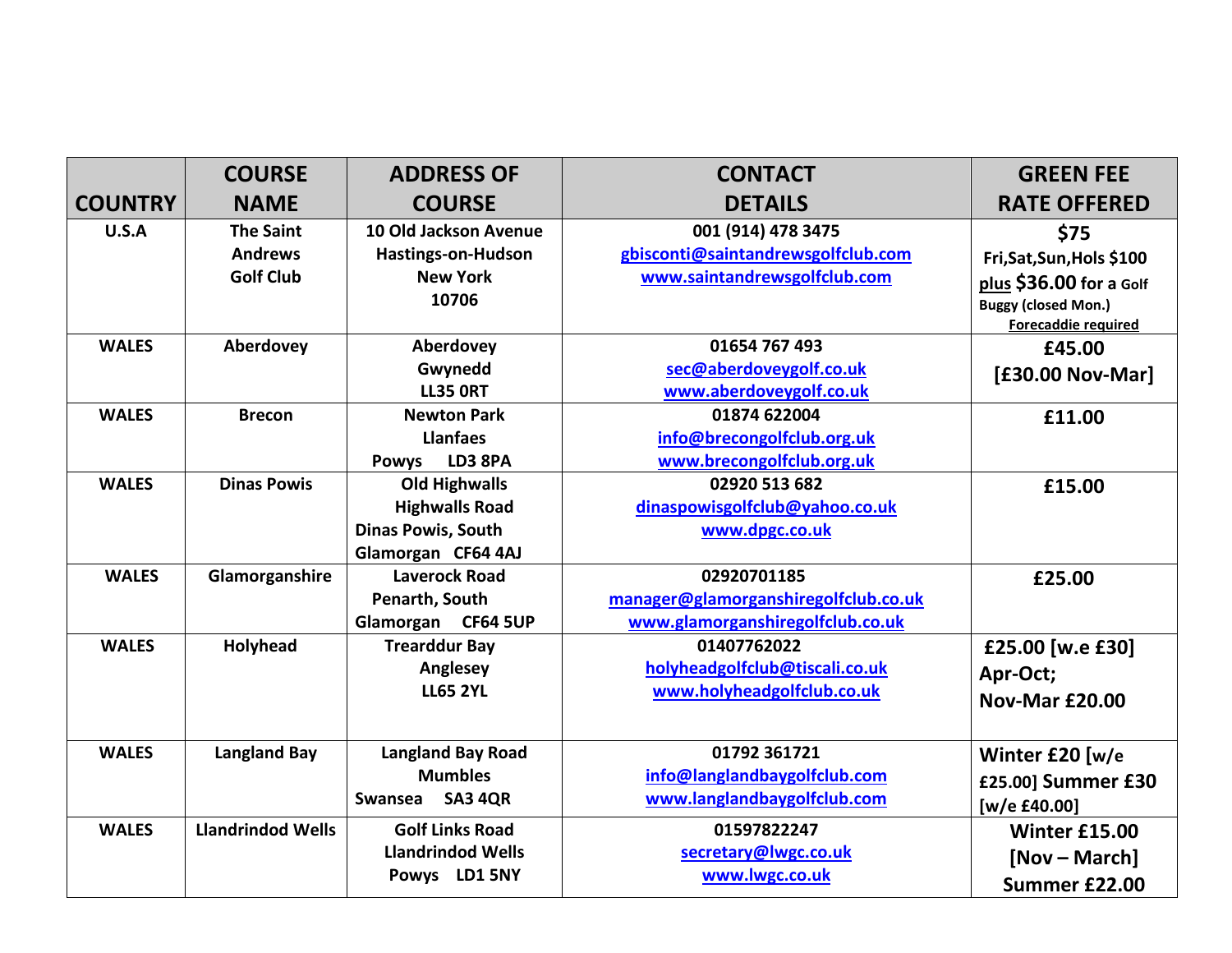| COUNTRY | COURSE NAME | ADDRESS OF COURSE | CONTACT DETAILS | GREEN FEE RATE OFFERED |
| --- | --- | --- | --- | --- |
| U.S.A | The Saint Andrews Golf Club | 10 Old Jackson Avenue Hastings-on-Hudson New York 10706 | 001 (914) 478 3475 gbisconti@saintandrewsgolfclub.com www.saintandrewsgolfclub.com | $75 Fri,Sat,Sun,Hols $100 plus $36.00 for a Golf Buggy (closed Mon.) Forecaddie required |
| WALES | Aberdovey | Aberdovey Gwynedd LL35 0RT | 01654 767 493 sec@aberdoveygolf.co.uk www.aberdoveygolf.co.uk | £45.00 [£30.00 Nov-Mar] |
| WALES | Brecon | Newton Park Llanfaes Powys LD3 8PA | 01874 622004 info@brecongolfclub.org.uk www.brecongolfclub.org.uk | £11.00 |
| WALES | Dinas Powis | Old Highwalls Highwalls Road Dinas Powis, South Glamorgan CF64 4AJ | 02920 513 682 dinaspowisgolfclub@yahoo.co.uk www.dpgc.co.uk | £15.00 |
| WALES | Glamorganshire | Laverock Road Penarth, South Glamorgan CF64 5UP | 02920701185 manager@glamorganshiregolfclub.co.uk www.glamorganshiregolfclub.co.uk | £25.00 |
| WALES | Holyhead | Trearddur Bay Anglesey LL65 2YL | 01407762022 holyheadgolfclub@tiscali.co.uk www.holyheadgolfclub.co.uk | £25.00 [w.e £30] Apr-Oct; Nov-Mar £20.00 |
| WALES | Langland Bay | Langland Bay Road Mumbles Swansea SA3 4QR | 01792 361721 info@langlandbaygolfclub.com www.langlandbaygolfclub.com | Winter £20 [w/e £25.00] Summer £30 [w/e £40.00] |
| WALES | Llandrindod Wells | Golf Links Road Llandrindod Wells Powys LD1 5NY | 01597822247 secretary@lwgc.co.uk www.lwgc.co.uk | Winter £15.00 [Nov – March] Summer £22.00 |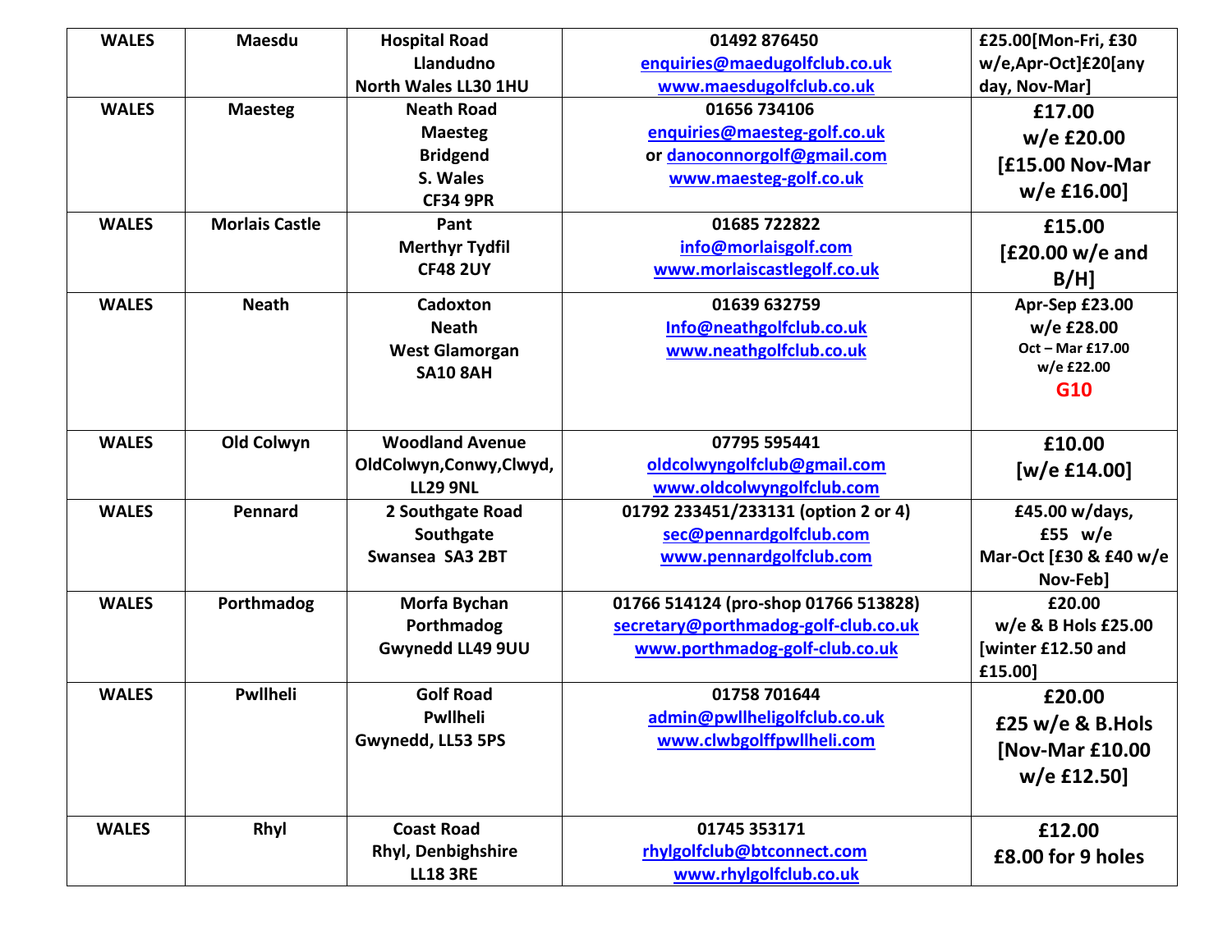| WALES | Maesdu | Hospital Road Llandudno North Wales LL30 1HU | 01492 876450 enquiries@maedugolfclub.co.uk www.maesdugolfclub.co.uk | £25.00[Mon-Fri, £30 w/e,Apr-Oct]£20[any day, Nov-Mar] |
|---|---|---|---|---|
| WALES | Maesteg | Neath Road Maesteg Bridgend S. Wales CF34 9PR | 01656 734106 enquiries@maesteg-golf.co.uk or danoconnorgolf@gmail.com www.maesteg-golf.co.uk | £17.00 w/e £20.00 [£15.00 Nov-Mar w/e £16.00] |
| WALES | Morlais Castle | Pant Merthyr Tydfil CF48 2UY | 01685 722822 info@morlaisgolf.com www.morlaiscastlegolf.co.uk | £15.00 [£20.00 w/e and B/H] |
| WALES | Neath | Cadoxton Neath West Glamorgan SA10 8AH | 01639 632759 Info@neathgolfclub.co.uk www.neathgolfclub.co.uk | Apr-Sep £23.00 w/e £28.00 Oct – Mar £17.00 w/e £22.00 G10 |
| WALES | Old Colwyn | Woodland Avenue OldColwyn,Conwy,Clwyd, LL29 9NL | 07795 595441 oldcolwyngolfclub@gmail.com www.oldcolwyngolfclub.com | £10.00 [w/e £14.00] |
| WALES | Pennard | 2 Southgate Road Southgate Swansea SA3 2BT | 01792 233451/233131 (option 2 or 4) sec@pennardgolfclub.com www.pennardgolfclub.com | £45.00 w/days, £55 w/e Mar-Oct [£30 & £40 w/e Nov-Feb] |
| WALES | Porthmadog | Morfa Bychan Porthmadog Gwynedd LL49 9UU | 01766 514124 (pro-shop 01766 513828) secretary@porthmadog-golf-club.co.uk www.porthmadog-golf-club.co.uk | £20.00 w/e & B Hols £25.00 [winter £12.50 and £15.00] |
| WALES | Pwllheli | Golf Road Pwllheli Gwynedd, LL53 5PS | 01758 701644 admin@pwllheligolfclub.co.uk www.clwbgolffpwllheli.com | £20.00 £25 w/e & B.Hols [Nov-Mar £10.00 w/e £12.50] |
| WALES | Rhyl | Coast Road Rhyl, Denbighshire LL18 3RE | 01745 353171 rhylgolfclub@btconnect.com www.rhylgolfclub.co.uk | £12.00 £8.00 for 9 holes |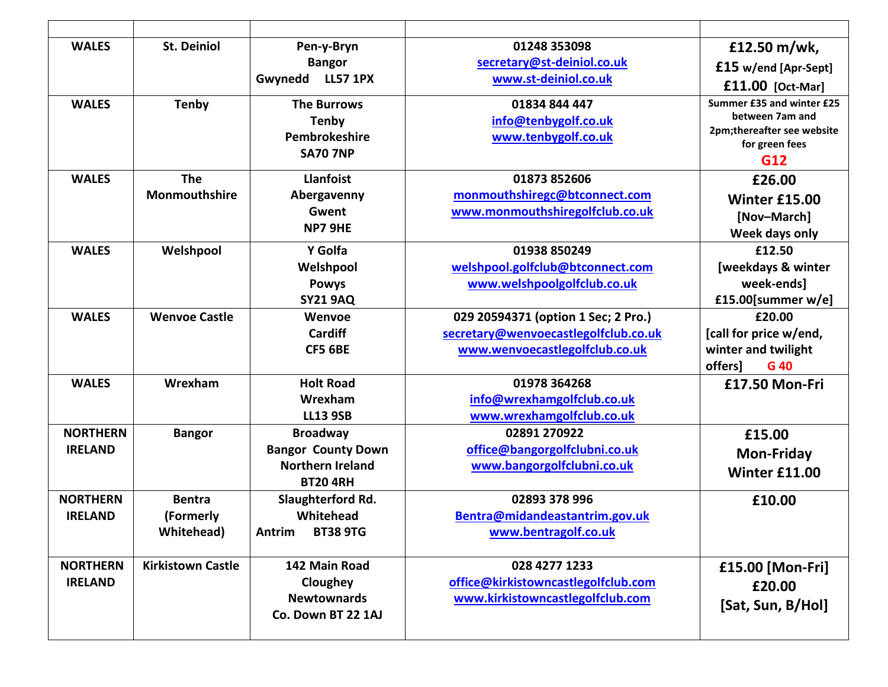| | | | | |
|---|---|---|---|---|
| WALES | St. Deiniol | Pen-y-Bryn<br>Bangor<br>Gwynedd LL57 1PX | 01248 353098<br>secretary@st-deiniol.co.uk<br>www.st-deiniol.co.uk | £12.50 m/wk,<br>£15 w/end [Apr-Sept]<br>£11.00 [Oct-Mar] |
| WALES | Tenby | The Burrows<br>Tenby<br>Pembrokeshire<br>SA70 7NP | 01834 844 447<br>info@tenbygolf.co.uk<br>www.tenbygolf.co.uk | Summer £35 and winter £25 between 7am and 2pm;thereafter see website for green fees<br>G12 |
| WALES | The Monmouthshire | Llanfoist<br>Abergavenny<br>Gwent<br>NP7 9HE | 01873 852606<br>monmouthshiregc@btconnect.com<br>www.monmouthshiregolfclub.co.uk | £26.00<br>Winter £15.00<br>[Nov–March]<br>Week days only |
| WALES | Welshpool | Y Golfa<br>Welshpool<br>Powys<br>SY21 9AQ | 01938 850249<br>welshpool.golfclub@btconnect.com<br>www.welshpoolgolfclub.co.uk | £12.50<br>[weekdays & winter week-ends]<br>£15.00[summer w/e] |
| WALES | Wenvoe Castle | Wenvoe<br>Cardiff<br>CF5 6BE | 029 20594371 (option 1 Sec; 2 Pro.)<br>secretary@wenvoecastlegolfclub.co.uk<br>www.wenvoecastlegolfclub.co.uk | £20.00<br>[call for price w/end, winter and twilight offers] G 40 |
| WALES | Wrexham | Holt Road<br>Wrexham<br>LL13 9SB | 01978 364268<br>info@wrexhamgolfclub.co.uk<br>www.wrexhamgolfclub.co.uk | £17.50 Mon-Fri |
| NORTHERN IRELAND | Bangor | Broadway<br>Bangor County Down<br>Northern Ireland<br>BT20 4RH | 02891 270922<br>office@bangorgolfclubni.co.uk<br>www.bangorgolfclubni.co.uk | £15.00<br>Mon-Friday<br>Winter £11.00 |
| NORTHERN IRELAND | Bentra (Formerly Whitehead) | Slaughterford Rd.<br>Whitehead<br>Antrim BT38 9TG | 02893 378 996<br>Bentra@midandeastantrim.gov.uk<br>www.bentragolf.co.uk | £10.00 |
| NORTHERN IRELAND | Kirkistown Castle | 142 Main Road<br>Cloughey<br>Newtownards<br>Co. Down BT 22 1AJ | 028 4277 1233<br>office@kirkistowncastlegolfclub.com<br>www.kirkistowncastlegolfclub.com | £15.00 [Mon-Fri]<br>£20.00<br>[Sat, Sun, B/Hol] |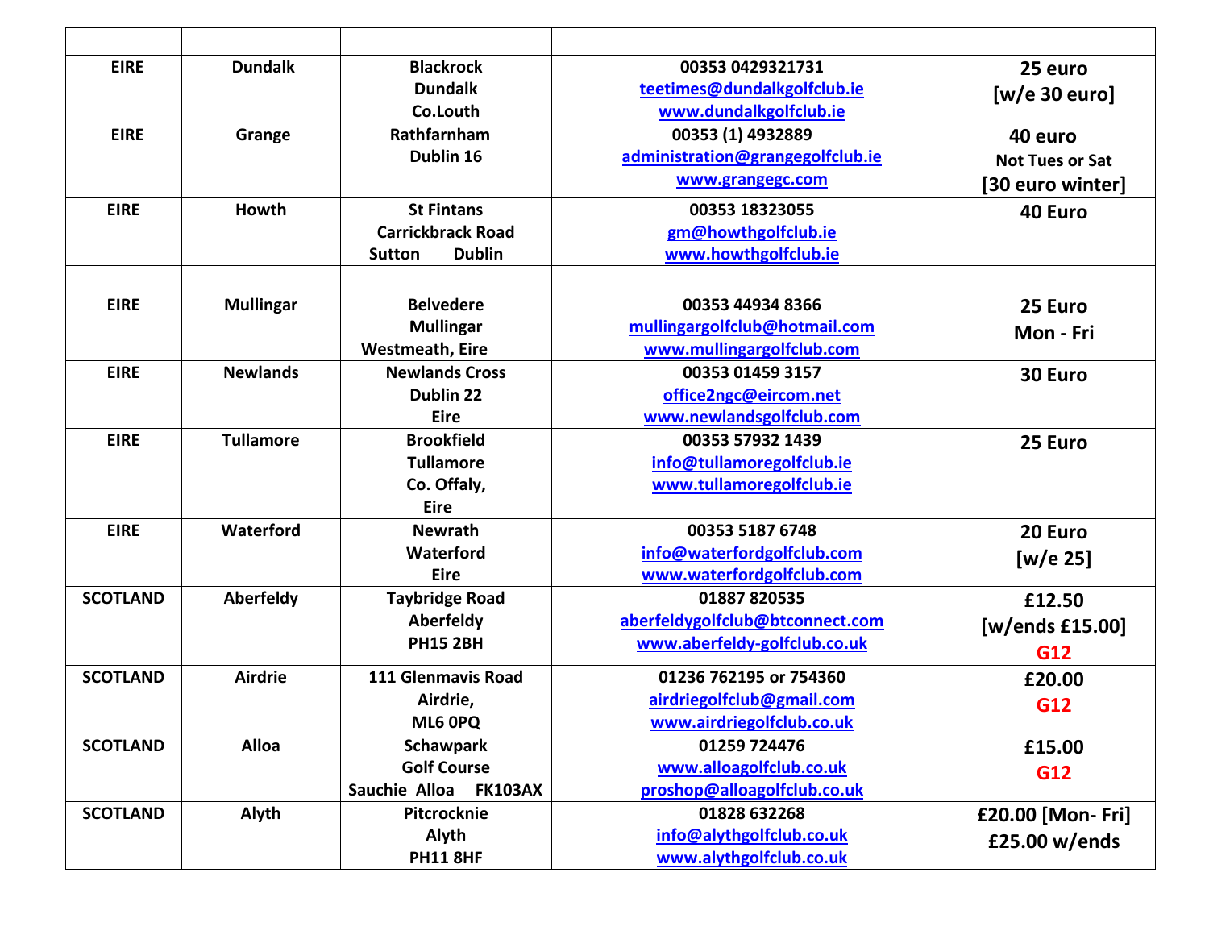| | | | | |
|---|---|---|---|---|
| **EIRE** | **Dundalk** | **Blackrock Dundalk Co.Louth** | **00353 0429321731 teetimes@dundalkgolfclub.ie www.dundalkgolfclub.ie** | **25 euro [w/e 30 euro]** |
| **EIRE** | **Grange** | **Rathfarnham Dublin 16** | **00353 (1) 4932889 administration@grangegolfclub.ie www.grangegc.com** | **40 euro Not Tues or Sat [30 euro winter]** |
| **EIRE** | **Howth** | **St Fintans Carrickbrack Road Sutton Dublin** | **00353 18323055 gm@howthgolfclub.ie www.howthgolfclub.ie** | **40 Euro** |
| | | | | |
| **EIRE** | **Mullingar** | **Belvedere Mullingar Westmeath, Eire** | **00353 44934 8366 mullingargolfclub@hotmail.com www.mullingargolfclub.com** | **25 Euro Mon - Fri** |
| **EIRE** | **Newlands** | **Newlands Cross Dublin 22 Eire** | **00353 01459 3157 office2ngc@eircom.net www.newlandsgolfclub.com** | **30 Euro** |
| **EIRE** | **Tullamore** | **Brookfield Tullamore Co. Offaly, Eire** | **00353 57932 1439 info@tullamoregolfclub.ie www.tullamoregolfclub.ie** | **25 Euro** |
| **EIRE** | **Waterford** | **Newrath Waterford Eire** | **00353 5187 6748 info@waterfordgolfclub.com www.waterfordgolfclub.com** | **20 Euro [w/e 25]** |
| **SCOTLAND** | **Aberfeldy** | **Taybridge Road Aberfeldy PH15 2BH** | **01887 820535 aberfeldygolfclub@btconnect.com www.aberfeldy-golfclub.co.uk** | **£12.50 [w/ends £15.00] G12** |
| **SCOTLAND** | **Airdrie** | **111 Glenmavis Road Airdrie, ML6 0PQ** | **01236 762195 or 754360 airdriegolfclub@gmail.com www.airdriegolfclub.co.uk** | **£20.00 G12** |
| **SCOTLAND** | **Alloa** | **Schawpark Golf Course Sauchie Alloa FK103AX** | **01259 724476 www.alloagolfclub.co.uk proshop@alloagolfclub.co.uk** | **£15.00 G12** |
| **SCOTLAND** | **Alyth** | **Pitcrocknie Alyth PH11 8HF** | **01828 632268 info@alythgolfclub.co.uk www.alythgolfclub.co.uk** | **£20.00 [Mon- Fri] £25.00 w/ends** |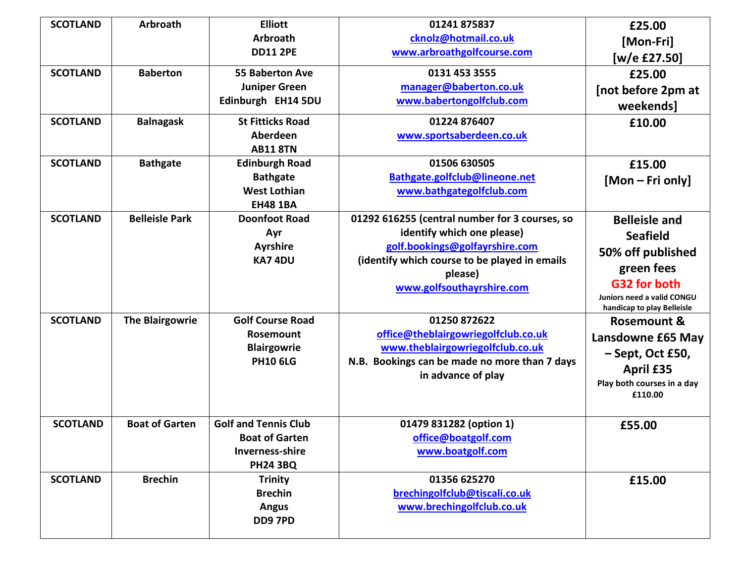| SCOTLAND | Arbroath | Elliott<br>Arbroath<br>DD11 2PE | 01241 875837<br>cknolz@hotmail.co.uk<br>www.arbroathgolfcourse.com | £25.00<br>[Mon-Fri]<br>[w/e £27.50] |
|---|---|---|---|---|
| SCOTLAND | Baberton | 55 Baberton Ave<br>Juniper Green<br>Edinburgh EH14 5DU | 0131 453 3555<br>manager@baberton.co.uk<br>www.babertongolfclub.com | £25.00<br>[not before 2pm at weekends] |
| SCOTLAND | Balnagask | St Fitticks Road<br>Aberdeen<br>AB11 8TN | 01224 876407<br>www.sportsaberdeen.co.uk | £10.00 |
| SCOTLAND | Bathgate | Edinburgh Road<br>Bathgate<br>West Lothian<br>EH48 1BA | 01506 630505<br>Bathgate.golfclub@lineone.net<br>www.bathgategolfclub.com | £15.00<br>[Mon – Fri only] |
| SCOTLAND | Belleisle Park | Doonfoot Road<br>Ayr<br>Ayrshire<br>KA7 4DU | 01292 616255 (central number for 3 courses, so identify which one please)<br>golf.bookings@golfayrshire.com<br>(identify which course to be played in emails please)<br>www.golfsouthayrshire.com | Belleisle and Seafield<br>50% off published green fees<br>G32 for both<br>Juniers need a valid CONGU handicap to play Belleisle |
| SCOTLAND | The Blairgowrie | Golf Course Road<br>Rosemount<br>Blairgowrie<br>PH10 6LG | 01250 872622<br>office@theblairgowriegolfclub.co.uk<br>www.theblairgowriegolfclub.co.uk<br>N.B. Bookings can be made no more than 7 days in advance of play | Rosemount & Lansdowne £65 May – Sept, Oct £50, April £35<br>Play both courses in a day £110.00 |
| SCOTLAND | Boat of Garten | Golf and Tennis Club<br>Boat of Garten<br>Inverness-shire<br>PH24 3BQ | 01479 831282 (option 1)<br>office@boatgolf.com<br>www.boatgolf.com | £55.00 |
| SCOTLAND | Brechin | Trinity<br>Brechin<br>Angus<br>DD9 7PD | 01356 625270<br>brechingolfclub@tiscali.co.uk<br>www.brechingolfclub.co.uk | £15.00 |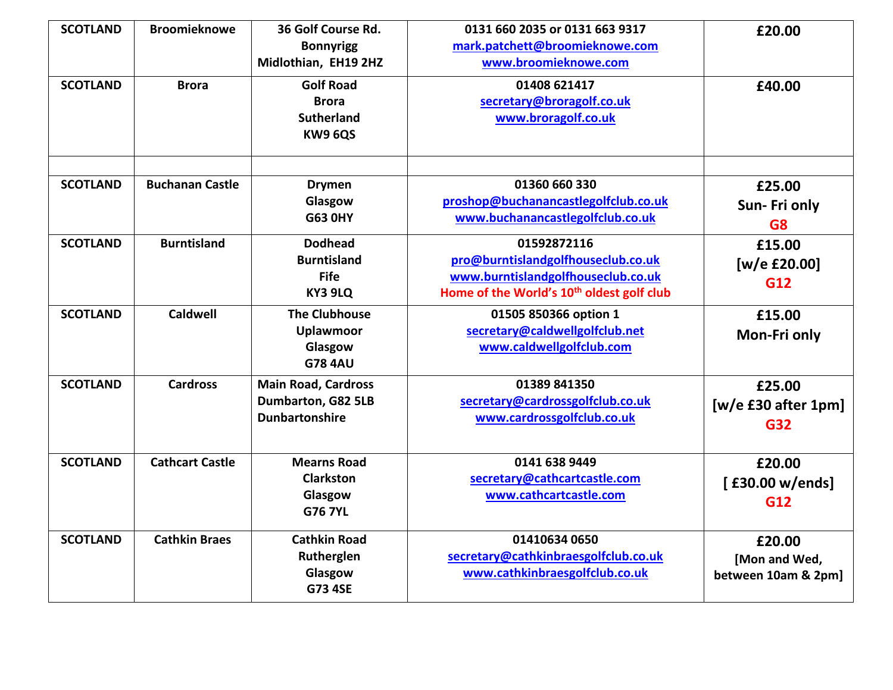| SCOTLAND | Broomieknowe | 36 Golf Course Rd.<br>Bonnyrigg<br>Midlothian, EH19 2HZ | 0131 660 2035 or 0131 663 9317<br>mark.patchett@broomieknowe.com<br>www.broomieknowe.com | £20.00 |
|---|---|---|---|---|
| SCOTLAND | Brora | Golf Road<br>Brora<br>Sutherland<br>KW9 6QS | 01408 621417<br>secretary@broragolf.co.uk<br>www.broragolf.co.uk | £40.00 |
| | | | | |
| SCOTLAND | Buchanan Castle | Drymen<br>Glasgow<br>G63 0HY | 01360 660 330<br>proshop@buchanancastlegolfclub.co.uk<br>www.buchanancastlegolfclub.co.uk | £25.00<br>Sun- Fri only<br>G8 |
| SCOTLAND | Burntisland | Dodhead<br>Burntisland<br>Fife<br>KY3 9LQ | 01592872116<br>pro@burntislandgolfhouseclub.co.uk<br>www.burntislandgolfhouseclub.co.uk<br>Home of the World's 10th oldest golf club | £15.00<br>[w/e £20.00]<br>G12 |
| SCOTLAND | Caldwell | The Clubhouse<br>Uplawmoor<br>Glasgow<br>G78 4AU | 01505 850366 option 1<br>secretary@caldwellgolfclub.net<br>www.caldwellgolfclub.com | £15.00<br>Mon-Fri only |
| SCOTLAND | Cardross | Main Road, Cardross<br>Dumbarton, G82 5LB<br>Dunbartonshire | 01389 841350<br>secretary@cardrossgolfclub.co.uk<br>www.cardrossgolfclub.co.uk | £25.00<br>[w/e £30 after 1pm]<br>G32 |
| SCOTLAND | Cathcart Castle | Mearns Road<br>Clarkston<br>Glasgow<br>G76 7YL | 0141 638 9449<br>secretary@cathcartcastle.com<br>www.cathcartcastle.com | £20.00<br>[ £30.00 w/ends]<br>G12 |
| SCOTLAND | Cathkin Braes | Cathkin Road<br>Rutherglen<br>Glasgow<br>G73 4SE | 01410634 0650<br>secretary@cathkinbraesgolfclub.co.uk<br>www.cathkinbraesgolfclub.co.uk | £20.00<br>[Mon and Wed, between 10am & 2pm] |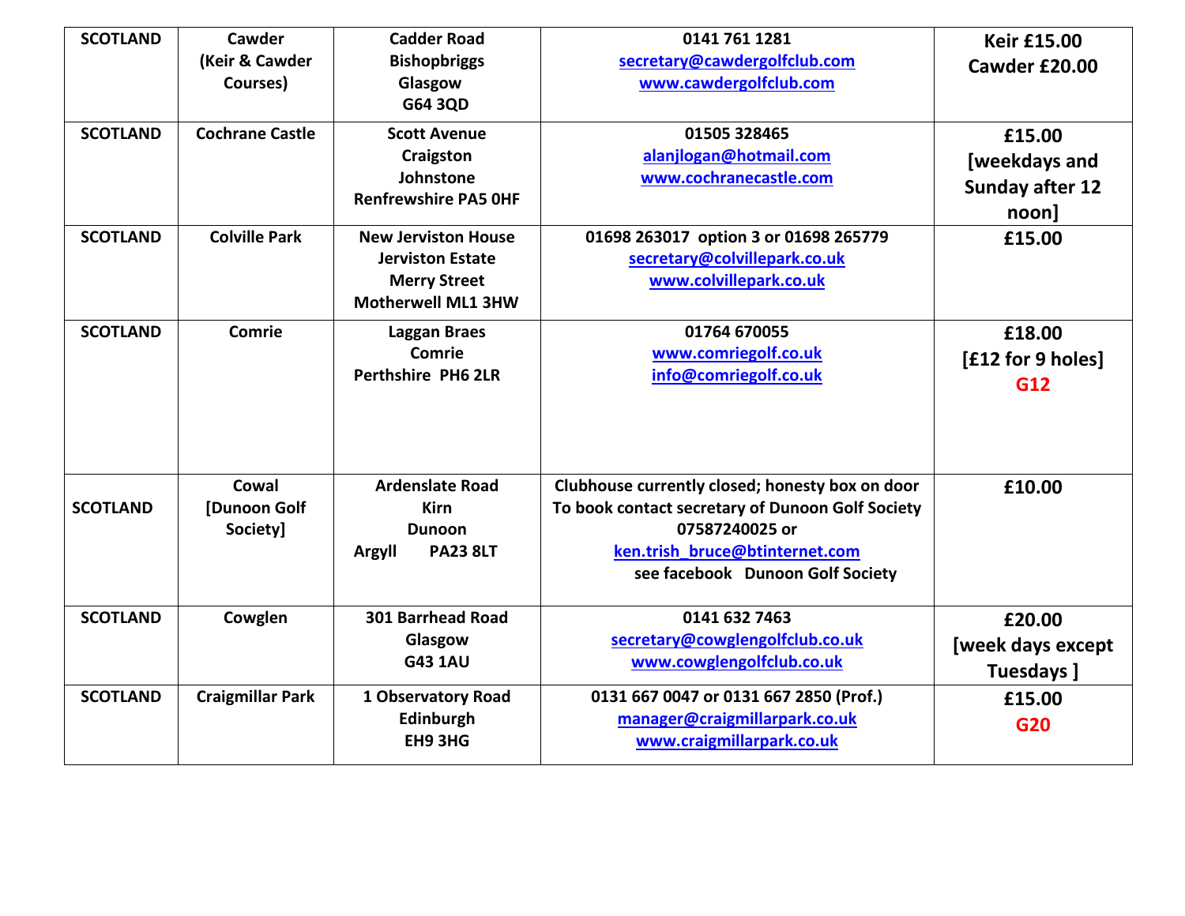| SCOTLAND | Cawder (Keir & Cawder Courses) | Cadder Road Bishopbriggs Glasgow G64 3QD | 0141 761 1281 secretary@cawdergolfclub.com www.cawdergolfclub.com | Keir £15.00 Cawder £20.00 |
|---|---|---|---|---|
| SCOTLAND | Cochrane Castle | Scott Avenue Craigston Johnstone Renfrewshire PA5 0HF | 01505 328465 alanjlogan@hotmail.com www.cochranecastle.com | £15.00 [weekdays and Sunday after 12 noon] |
| SCOTLAND | Colville Park | New Jerviston House Jerviston Estate Merry Street Motherwell ML1 3HW | 01698 263017 option 3 or 01698 265779 secretary@colvillepark.co.uk www.colvillepark.co.uk | £15.00 |
| SCOTLAND | Comrie | Laggan Braes Comrie Perthshire PH6 2LR | 01764 670055 www.comriegolf.co.uk info@comriegolf.co.uk | £18.00 [£12 for 9 holes] G12 |
| SCOTLAND | Cowal [Dunoon Golf Society] | Ardenslate Road Kirn Dunoon Argyll PA23 8LT | Clubhouse currently closed; honesty box on door To book contact secretary of Dunoon Golf Society 07587240025 or ken.trish_bruce@btinternet.com see facebook Dunoon Golf Society | £10.00 |
| SCOTLAND | Cowglen | 301 Barrhead Road Glasgow G43 1AU | 0141 632 7463 secretary@cowglengolfclub.co.uk www.cowglengolfclub.co.uk | £20.00 [week days except Tuesdays ] |
| SCOTLAND | Craigmillar Park | 1 Observatory Road Edinburgh EH9 3HG | 0131 667 0047 or 0131 667 2850 (Prof.) manager@craigmillarpark.co.uk www.craigmillarpark.co.uk | £15.00 G20 |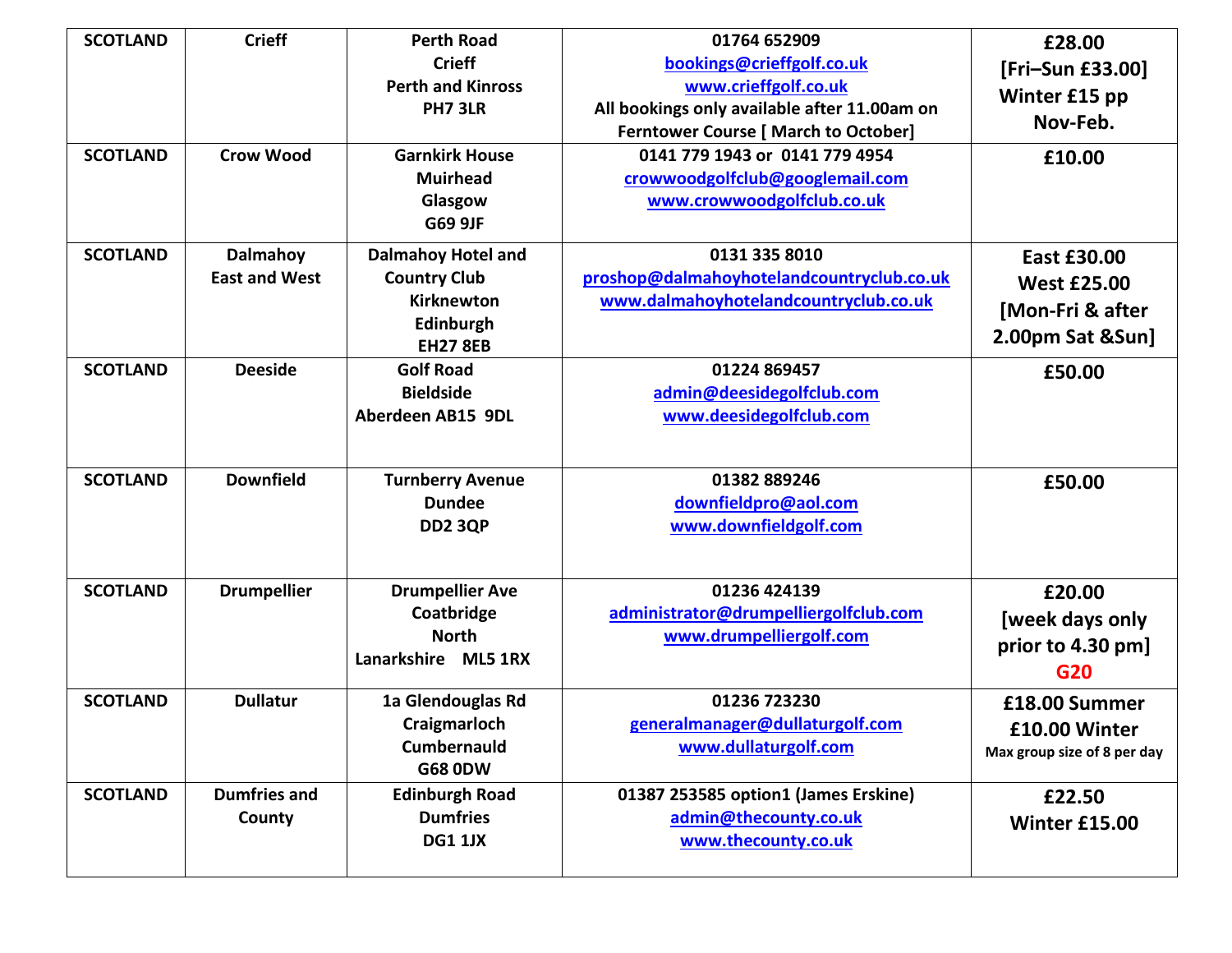| SCOTLAND | Crieff | Perth Road<br>Crieff<br>Perth and Kinross<br>PH7 3LR | 01764 652909<br>bookings@crieffgolf.co.uk<br>www.crieffgolf.co.uk<br>All bookings only available after 11.00am on Ferntower Course [ March to October] | £28.00<br>[Fri–Sun £33.00]<br>Winter £15 pp<br>Nov-Feb. |
|---|---|---|---|---|
| SCOTLAND | Crow Wood | Garnkirk House<br>Muirhead<br>Glasgow<br>G69 9JF | 0141 779 1943 or 0141 779 4954<br>crowwoodgolfclub@googlemail.com<br>www.crowwoodgolfclub.co.uk | £10.00 |
| SCOTLAND | Dalmahoy<br>East and West | Dalmahoy Hotel and Country Club<br>Kirknewton<br>Edinburgh<br>EH27 8EB | 0131 335 8010<br>proshop@dalmahoyhotelandcountryclub.co.uk<br>www.dalmahoyhotelandcountryclub.co.uk | East £30.00<br>West £25.00<br>[Mon-Fri & after 2.00pm Sat &Sun] |
| SCOTLAND | Deeside | Golf Road<br>Bieldside<br>Aberdeen AB15 9DL | 01224 869457<br>admin@deesidegolfclub.com<br>www.deesidegolfclub.com | £50.00 |
| SCOTLAND | Downfield | Turnberry Avenue<br>Dundee<br>DD2 3QP | 01382 889246<br>downfieldpro@aol.com<br>www.downfieldgolf.com | £50.00 |
| SCOTLAND | Drumpellier | Drumpellier Ave<br>Coatbridge<br>North<br>Lanarkshire ML5 1RX | 01236 424139<br>administrator@drumpelliergolfclub.com<br>www.drumpelliergolf.com | £20.00<br>[week days only prior to 4.30 pm]<br>G20 |
| SCOTLAND | Dullatur | 1a Glendouglas Rd<br>Craigmarloch<br>Cumbernauld<br>G68 0DW | 01236 723230<br>generalmanager@dullaturgolf.com<br>www.dullaturgolf.com | £18.00 Summer<br>£10.00 Winter<br>Max group size of 8 per day |
| SCOTLAND | Dumfries and County | Edinburgh Road<br>Dumfries<br>DG1 1JX | 01387 253585 option1 (James Erskine)<br>admin@thecounty.co.uk<br>www.thecounty.co.uk | £22.50<br>Winter £15.00 |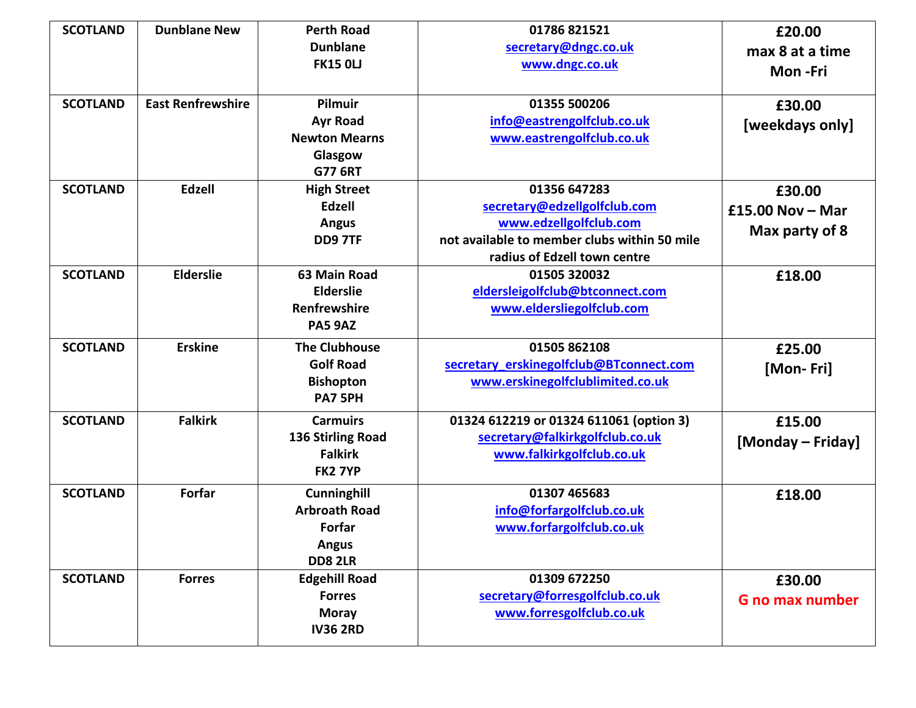| SCOTLAND | Dunblane New | Perth Road<br>Dunblane<br>FK15 0LJ | 01786 821521<br>secretary@dngc.co.uk<br>www.dngc.co.uk | £20.00<br>max 8 at a time<br>Mon -Fri |
|---|---|---|---|---|
| SCOTLAND | East Renfrewshire | Pilmuir<br>Ayr Road<br>Newton Mearns<br>Glasgow<br>G77 6RT | 01355 500206<br>info@eastrengolfclub.co.uk<br>www.eastrengolfclub.co.uk | £30.00<br>[weekdays only] |
| SCOTLAND | Edzell | High Street<br>Edzell<br>Angus<br>DD9 7TF | 01356 647283<br>secretary@edzellgolfclub.com<br>www.edzellgolfclub.com<br>not available to member clubs within 50 mile radius of Edzell town centre | £30.00<br>£15.00 Nov – Mar<br>Max party of 8 |
| SCOTLAND | Elderslie | 63 Main Road<br>Elderslie<br>Renfrewshire<br>PA5 9AZ | 01505 320032<br>eldersleigolfclub@btconnect.com<br>www.eldersliegolfclub.com | £18.00 |
| SCOTLAND | Erskine | The Clubhouse<br>Golf Road<br>Bishopton<br>PA7 5PH | 01505 862108<br>secretary_erskinegolfclub@BTconnect.com<br>www.erskinegolfclublimited.co.uk | £25.00<br>[Mon- Fri] |
| SCOTLAND | Falkirk | Carmuirs<br>136 Stirling Road<br>Falkirk<br>FK2 7YP | 01324 612219 or 01324 611061 (option 3)<br>secretary@falkirkgolfclub.co.uk<br>www.falkirkgolfclub.co.uk | £15.00<br>[Monday – Friday] |
| SCOTLAND | Forfar | Cunninghill<br>Arbroath Road<br>Forfar<br>Angus<br>DD8 2LR | 01307 465683<br>info@forfargolfclub.co.uk<br>www.forfargolfclub.co.uk | £18.00 |
| SCOTLAND | Forres | Edgehill Road<br>Forres<br>Moray<br>IV36 2RD | 01309 672250<br>secretary@forresgolfclub.co.uk<br>www.forresgolfclub.co.uk | £30.00<br>G no max number |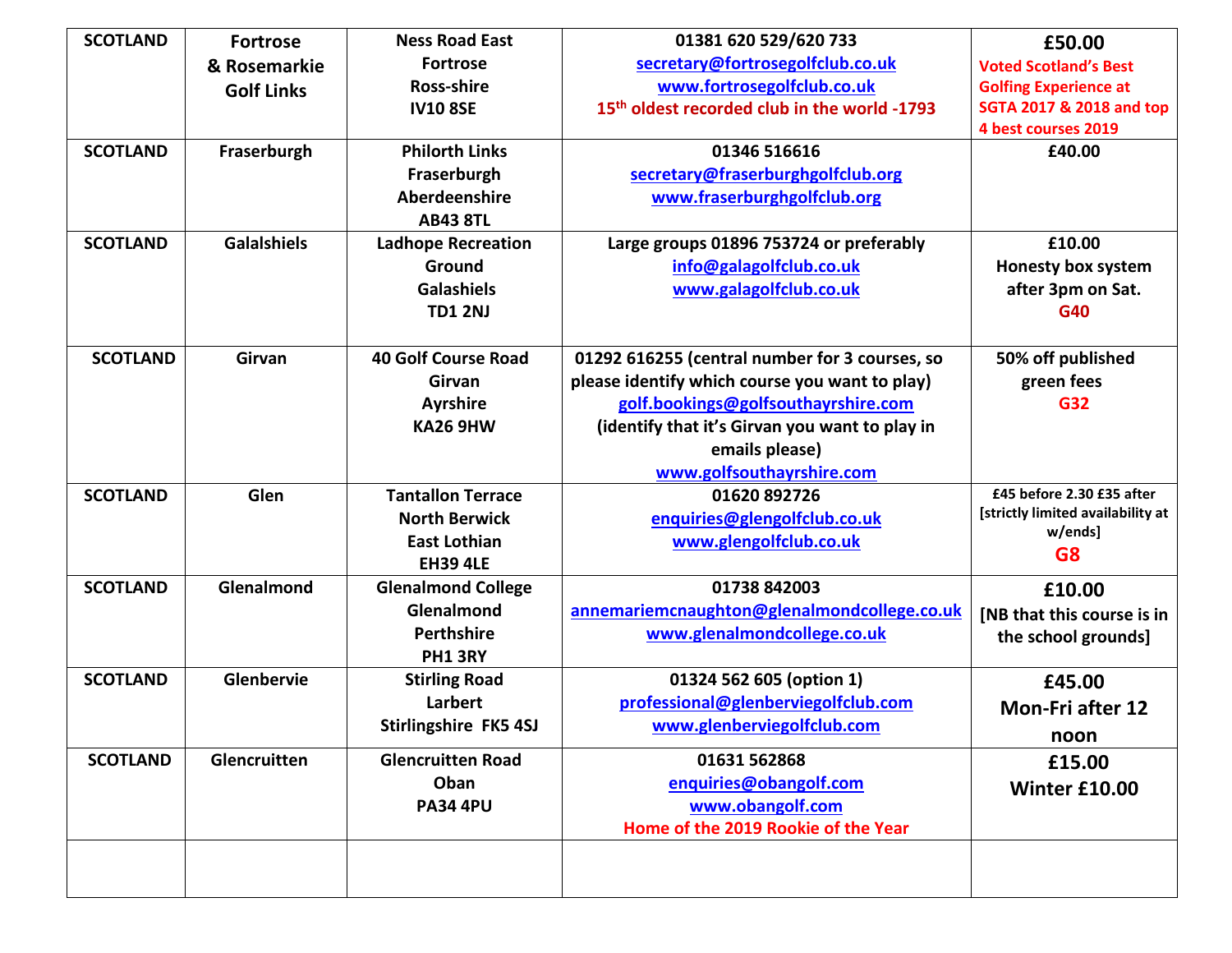| SCOTLAND | Fortrose & Rosemarkie Golf Links | Ness Road East Fortrose Ross-shire IV10 8SE | 01381 620 529/620 733 secretary@fortrosegolfclub.co.uk www.fortrosegolfclub.co.uk 15th oldest recorded club in the world -1793 | £50.00 Voted Scotland's Best Golfing Experience at SGTA 2017 & 2018 and top 4 best courses 2019 |
|---|---|---|---|---|
| SCOTLAND | Fraserburgh | Philorth Links Fraserburgh Aberdeenshire AB43 8TL | 01346 516616 secretary@fraserburghgolfclub.org www.fraserburghgolfclub.org | £40.00 |
| SCOTLAND | Galalshiels | Ladhope Recreation Ground Galashiels TD1 2NJ | Large groups 01896 753724 or preferably info@galagolfclub.co.uk www.galagolfclub.co.uk | £10.00 Honesty box system after 3pm on Sat. G40 |
| SCOTLAND | Girvan | 40 Golf Course Road Girvan Ayrshire KA26 9HW | 01292 616255 (central number for 3 courses, so please identify which course you want to play) golf.bookings@golfsouthayrshire.com (identify that it's Girvan you want to play in emails please) www.golfsouthayrshire.com | 50% off published green fees G32 |
| SCOTLAND | Glen | Tantallon Terrace North Berwick East Lothian EH39 4LE | 01620 892726 enquiries@glengolfclub.co.uk www.glengolfclub.co.uk | £45 before 2.30 £35 after [strictly limited availability at w/ends] G8 |
| SCOTLAND | Glenalmond | Glenalmond College Glenalmond Perthshire PH1 3RY | 01738 842003 annemariemcnaughton@glenalmondcollege.co.uk www.glenalmondcollege.co.uk | £10.00 [NB that this course is in the school grounds] |
| SCOTLAND | Glenbervie | Stirling Road Larbert Stirlingshire FK5 4SJ | 01324 562 605 (option 1) professional@glenberviegolfclub.com www.glenberviegolfclub.com | £45.00 Mon-Fri after 12 noon |
| SCOTLAND | Glencruitten | Glencruitten Road Oban PA34 4PU | 01631 562868 enquiries@obangolf.com www.obangolf.com Home of the 2019 Rookie of the Year | £15.00 Winter £10.00 |
| | | | | |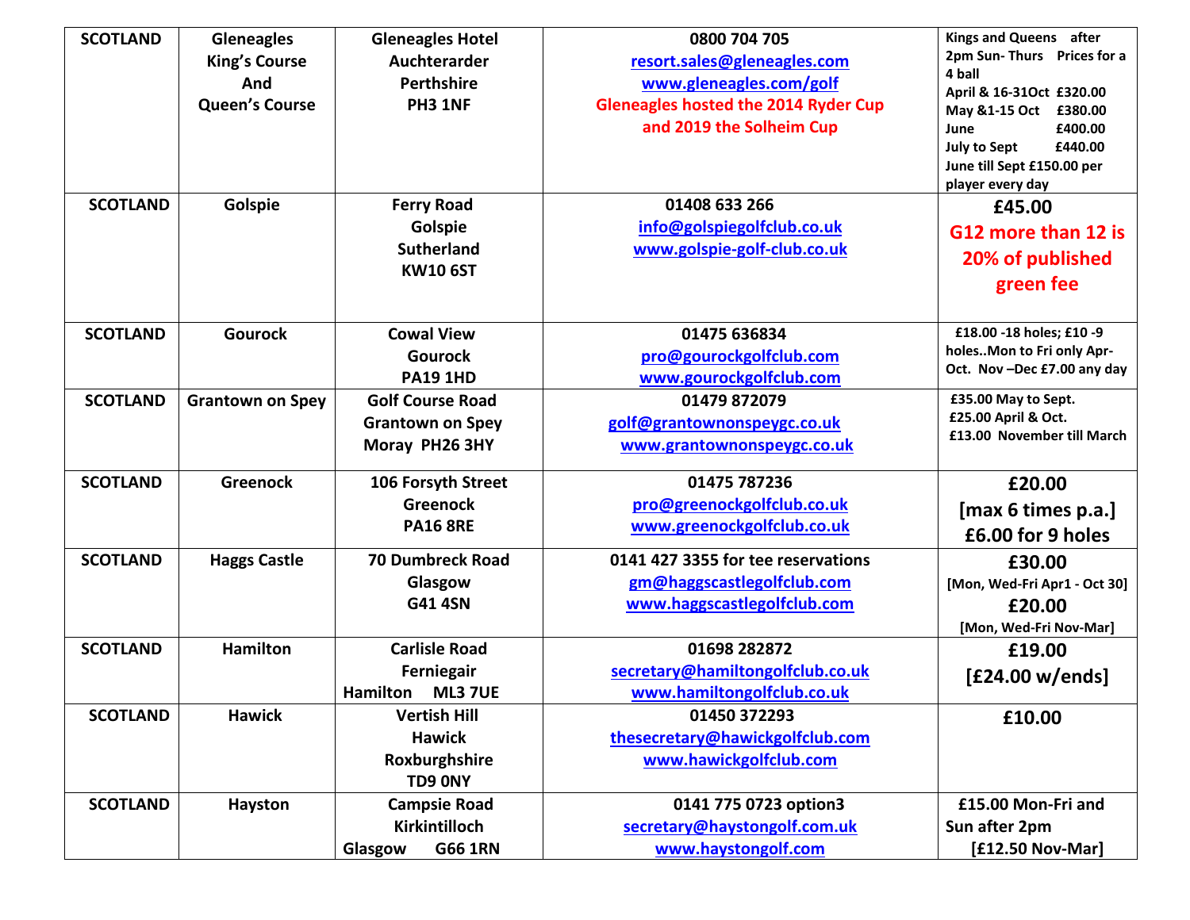| SCOTLAND | Gleneagles King's Course And Queen's Course | Gleneagles Hotel Auchterarder Perthshire PH3 1NF | 0800 704 705 resort.sales@gleneagles.com www.gleneagles.com/golf Gleneagles hosted the 2014 Ryder Cup and 2019 the Solheim Cup | Kings and Queens after 2pm Sun- Thurs Prices for a 4 ball April & 16-31Oct £320.00 May &1-15 Oct £380.00 June £400.00 July to Sept £440.00 June till Sept £150.00 per player every day |
|---|---|---|---|---|
| SCOTLAND | Golspie | Ferry Road Golspie Sutherland KW10 6ST | 01408 633 266 info@golspiegolfclub.co.uk www.golspie-golf-club.co.uk | £45.00 G12 more than 12 is 20% of published green fee |
| SCOTLAND | Gourock | Cowal View Gourock PA19 1HD | 01475 636834 pro@gourockgolfclub.com www.gourockgolfclub.com | £18.00 -18 holes; £10 -9 holes..Mon to Fri only Apr-Oct. Nov –Dec £7.00 any day |
| SCOTLAND | Grantown on Spey | Golf Course Road Grantown on Spey Moray PH26 3HY | 01479 872079 golf@grantownonspeygc.co.uk www.grantownonspeygc.co.uk | £35.00 May to Sept. £25.00 April & Oct. £13.00 November till March |
| SCOTLAND | Greenock | 106 Forsyth Street Greenock PA16 8RE | 01475 787236 pro@greenockgolfclub.co.uk www.greenockgolfclub.co.uk | £20.00 [max 6 times p.a.] £6.00 for 9 holes |
| SCOTLAND | Haggs Castle | 70 Dumbreck Road Glasgow G41 4SN | 0141 427 3355 for tee reservations gm@haggscastlegolfclub.com www.haggscastlegolfclub.com | £30.00 [Mon, Wed-Fri Apr1 - Oct 30] £20.00 [Mon, Wed-Fri Nov-Mar] |
| SCOTLAND | Hamilton | Carlisle Road Ferniegair Hamilton ML3 7UE | 01698 282872 secretary@hamiltongolfclub.co.uk www.hamiltongolfclub.co.uk | £19.00 [£24.00 w/ends] |
| SCOTLAND | Hawick | Vertish Hill Hawick Roxburghshire TD9 0NY | 01450 372293 thesecretary@hawickgolfclub.com www.hawickgolfclub.com | £10.00 |
| SCOTLAND | Hayston | Campsie Road Kirkintilloch Glasgow G66 1RN | 0141 775 0723 option3 secretary@haystongolf.com.uk www.haystongolf.com | £15.00 Mon-Fri and Sun after 2pm [£12.50 Nov-Mar] |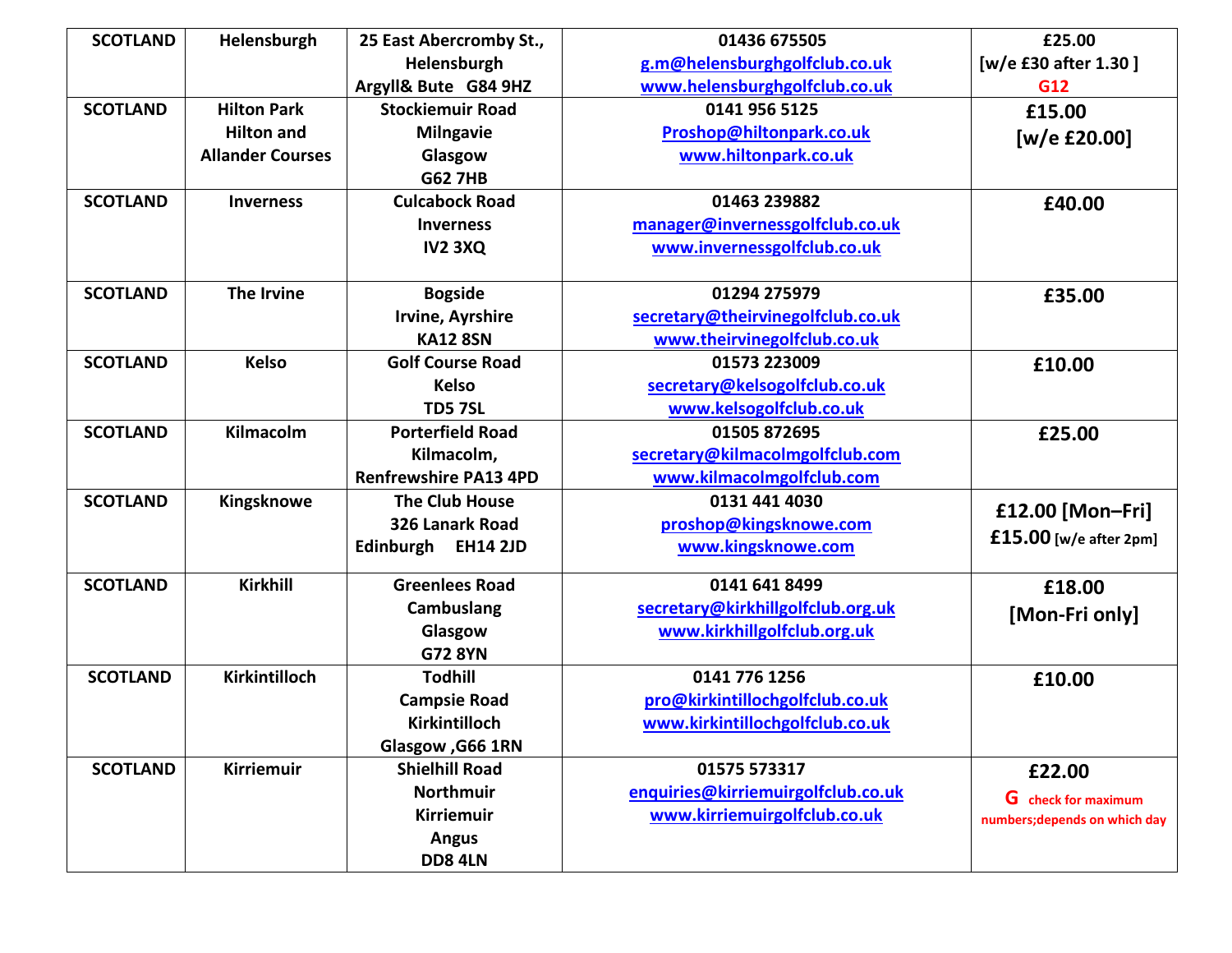| SCOTLAND | Helensburgh | 25 East Abercromby St., Helensburgh Argyll& Bute G84 9HZ | 01436 675505 g.m@helensburghgolfclub.co.uk www.helensburghgolfclub.co.uk | £25.00 [w/e £30 after 1.30 ] G12 |
|---|---|---|---|---|
| SCOTLAND | Hilton Park Hilton and Allander Courses | Stockiemuir Road Milngavie Glasgow G62 7HB | 0141 956 5125 Proshop@hiltonpark.co.uk www.hiltonpark.co.uk | £15.00 [w/e £20.00] |
| SCOTLAND | Inverness | Culcabock Road Inverness IV2 3XQ | 01463 239882 manager@invernessgolfclub.co.uk www.invernessgolfclub.co.uk | £40.00 |
| SCOTLAND | The Irvine | Bogside Irvine, Ayrshire KA12 8SN | 01294 275979 secretary@theirvinegolfclub.co.uk www.theirvinegolfclub.co.uk | £35.00 |
| SCOTLAND | Kelso | Golf Course Road Kelso TD5 7SL | 01573 223009 secretary@kelsogolfclub.co.uk www.kelsogolfclub.co.uk | £10.00 |
| SCOTLAND | Kilmacolm | Porterfield Road Kilmacolm, Renfrewshire PA13 4PD | 01505 872695 secretary@kilmacolmgolfclub.com www.kilmacolmgolfclub.com | £25.00 |
| SCOTLAND | Kingsknowe | The Club House 326 Lanark Road Edinburgh EH14 2JD | 0131 441 4030 proshop@kingsknowe.com www.kingsknowe.com | £12.00 [Mon–Fri] £15.00 [w/e after 2pm] |
| SCOTLAND | Kirkhill | Greenlees Road Cambuslang Glasgow G72 8YN | 0141 641 8499 secretary@kirkhillgolfclub.org.uk www.kirkhillgolfclub.org.uk | £18.00 [Mon-Fri only] |
| SCOTLAND | Kirkintilloch | Todhill Campsie Road Kirkintilloch Glasgow ,G66 1RN | 0141 776 1256 pro@kirkintillochgolfclub.co.uk www.kirkintillochgolfclub.co.uk | £10.00 |
| SCOTLAND | Kirriemuir | Shielhill Road Northmuir Kirriemuir Angus DD8 4LN | 01575 573317 enquiries@kirriemuirgolfclub.co.uk www.kirriemuirgolfclub.co.uk | £22.00 G check for maximum numbers;depends on which day |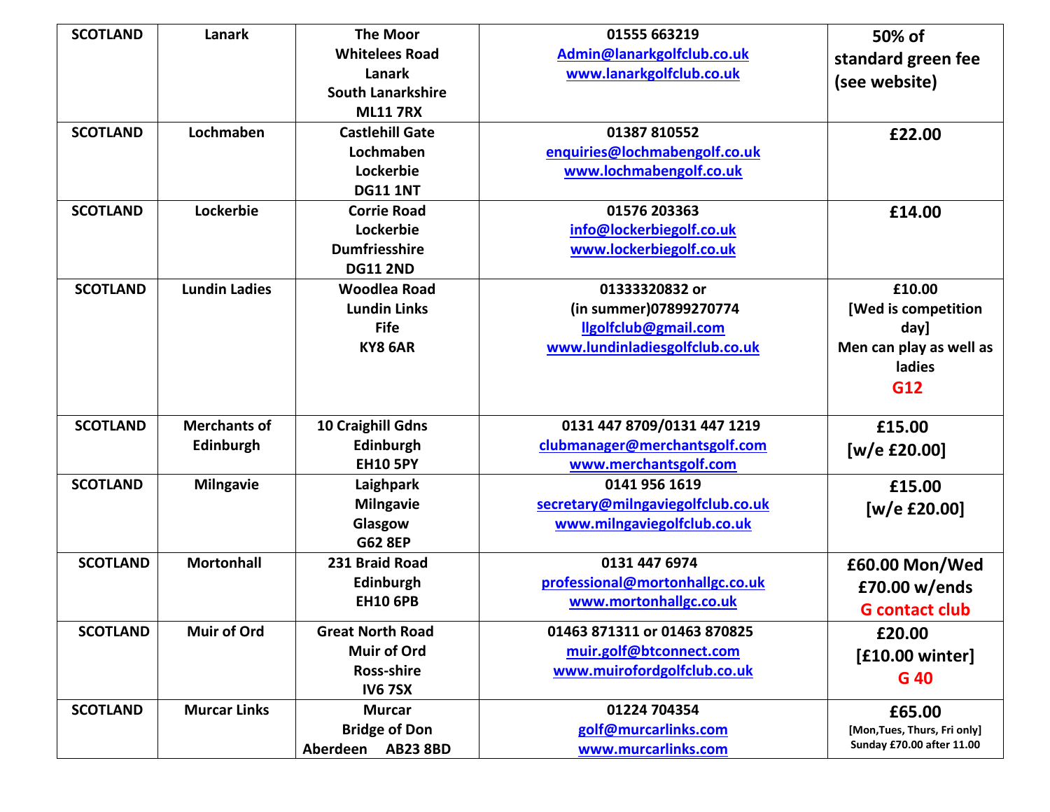| SCOTLAND | Lanark | The Moor<br>Whitelees Road<br>Lanark<br>South Lanarkshire<br>ML11 7RX | 01555 663219<br>Admin@lanarkgolfclub.co.uk<br>www.lanarkgolfclub.co.uk | 50% of standard green fee (see website) |
|---|---|---|---|---|
| SCOTLAND | Lochmaben | Castlehill Gate<br>Lochmaben<br>Lockerbie<br>DG11 1NT | 01387 810552<br>enquiries@lochmabengolf.co.uk<br>www.lochmabengolf.co.uk | £22.00 |
| SCOTLAND | Lockerbie | Corrie Road<br>Lockerbie<br>Dumfriesshire<br>DG11 2ND | 01576 203363<br>info@lockerbiegolf.co.uk<br>www.lockerbiegolf.co.uk | £14.00 |
| SCOTLAND | Lundin Ladies | Woodlea Road<br>Lundin Links<br>Fife<br>KY8 6AR | 01333320832 or<br>(in summer)07899270774<br>llgolfclub@gmail.com<br>www.lundinladiesgolfclub.co.uk | £10.00<br>[Wed is competition day]<br>Men can play as well as ladies<br>G12 |
| SCOTLAND | Merchants of Edinburgh | 10 Craighill Gdns<br>Edinburgh<br>EH10 5PY | 0131 447 8709/0131 447 1219<br>clubmanager@merchantsgolf.com<br>www.merchantsgolf.com | £15.00<br>[w/e £20.00] |
| SCOTLAND | Milngavie | Laighpark<br>Milngavie<br>Glasgow<br>G62 8EP | 0141 956 1619<br>secretary@milngaviegolfclub.co.uk<br>www.milngaviegolfclub.co.uk | £15.00<br>[w/e £20.00] |
| SCOTLAND | Mortonhall | 231 Braid Road<br>Edinburgh<br>EH10 6PB | 0131 447 6974<br>professional@mortonhallgc.co.uk<br>www.mortonhallgc.co.uk | £60.00 Mon/Wed<br>£70.00 w/ends<br>G contact club |
| SCOTLAND | Muir of Ord | Great North Road<br>Muir of Ord<br>Ross-shire<br>IV6 7SX | 01463 871311 or 01463 870825<br>muir.golf@btconnect.com<br>www.muirofordgolfclub.co.uk | £20.00<br>[£10.00 winter]<br>G 40 |
| SCOTLAND | Murcar Links | Murcar<br>Bridge of Don<br>Aberdeen AB23 8BD | 01224 704354<br>golf@murcarlinks.com<br>www.murcarlinks.com | £65.00<br>[Mon,Tues, Thurs, Fri only]<br>Sunday £70.00 after 11.00 |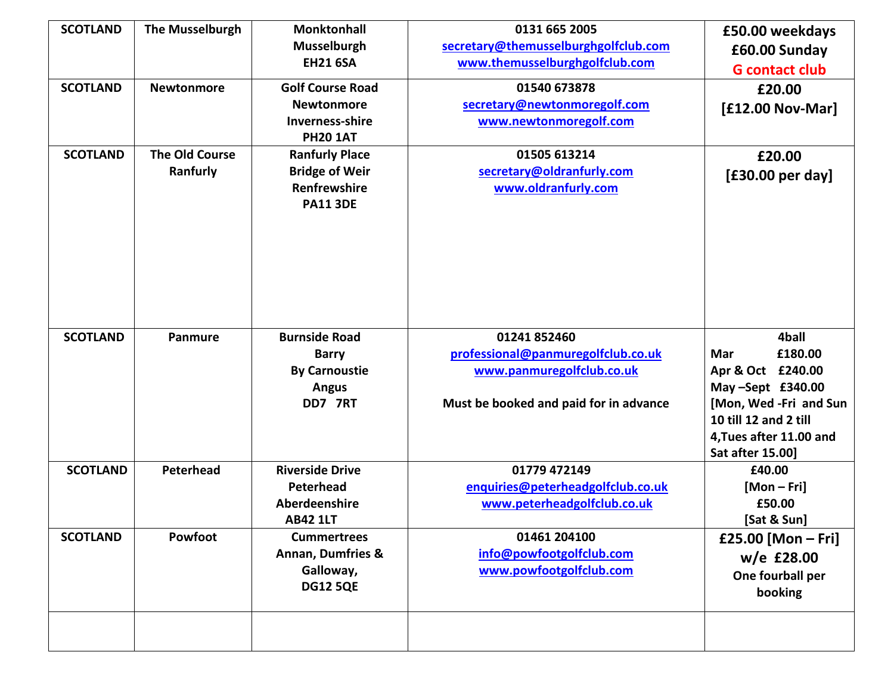| SCOTLAND | The Musselburgh | Monktonhall<br>Musselburgh<br>EH21 6SA | 0131 665 2005<br>secretary@themusselburghgolfclub.com<br>www.themusselburghgolfclub.com | £50.00 weekdays<br>£60.00 Sunday<br>G contact club |
|---|---|---|---|---|
| SCOTLAND | Newtonmore | Golf Course Road<br>Newtonmore<br>Inverness-shire<br>PH20 1AT | 01540 673878<br>secretary@newtonmoregolf.com<br>www.newtonmoregolf.com | £20.00<br>[£12.00 Nov-Mar] |
| SCOTLAND | The Old Course Ranfurly | Ranfurly Place<br>Bridge of Weir<br>Renfrewshire<br>PA11 3DE | 01505 613214<br>secretary@oldranfurly.com<br>www.oldranfurly.com | £20.00<br>[£30.00 per day] |
| SCOTLAND | Panmure | Burnside Road<br>Barry<br>By Carnoustie<br>Angus<br>DD7 7RT | 01241 852460<br>professional@panmuregolfclub.co.uk<br>www.panmuregolfclub.co.uk<br><br>Must be booked and paid for in advance | 4ball<br>Mar £180.00<br>Apr & Oct £240.00<br>May –Sept £340.00<br>[Mon, Wed -Fri and Sun 10 till 12 and 2 till 4,Tues after 11.00 and Sat after 15.00] |
| SCOTLAND | Peterhead | Riverside Drive<br>Peterhead<br>Aberdeenshire<br>AB42 1LT | 01779 472149<br>enquiries@peterheadgolfclub.co.uk<br>www.peterheadgolfclub.co.uk | £40.00<br>[Mon – Fri]<br>£50.00<br>[Sat & Sun] |
| SCOTLAND | Powfoot | Cummertrees<br>Annan, Dumfries & Galloway,<br>DG12 5QE | 01461 204100<br>info@powfootgolfclub.com<br>www.powfootgolfclub.com | £25.00 [Mon – Fri]<br>w/e £28.00<br>One fourball per booking |
| | | | | |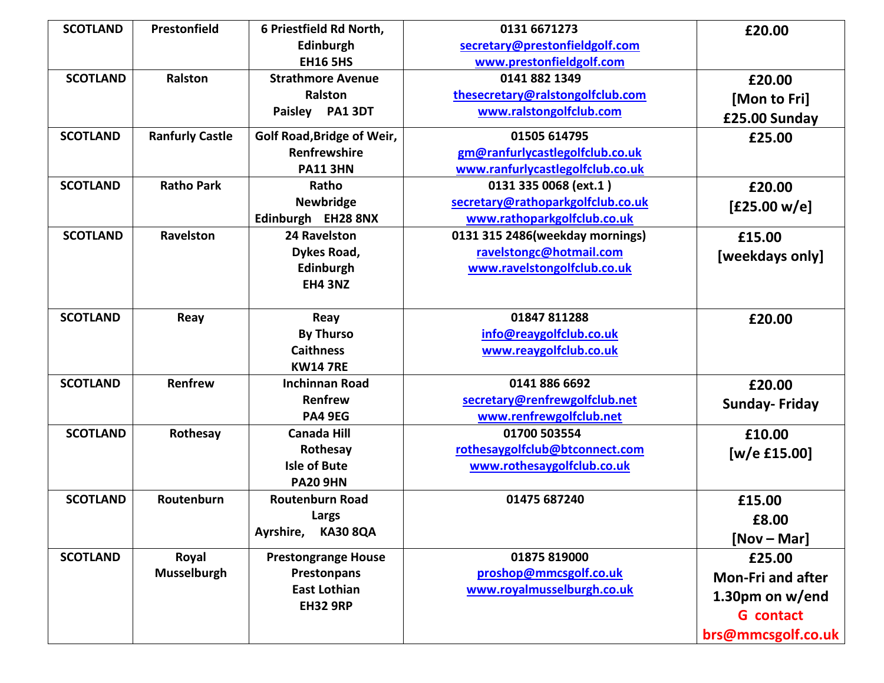| SCOTLAND | Prestonfield | 6 Priestfield Rd North, Edinburgh EH16 5HS | 0131 6671273 secretary@prestonfieldgolf.com www.prestonfieldgolf.com | £20.00 |
|---|---|---|---|---|
| SCOTLAND | Ralston | Strathmore Avenue Ralston Paisley PA1 3DT | 0141 882 1349 thesecretary@ralstongolfclub.com www.ralstongolfclub.com | £20.00 [Mon to Fri] £25.00 Sunday |
| SCOTLAND | Ranfurly Castle | Golf Road,Bridge of Weir, Renfrewshire PA11 3HN | 01505 614795 gm@ranfurlycastlegolfclub.co.uk www.ranfurlycastlegolfclub.co.uk | £25.00 |
| SCOTLAND | Ratho Park | Ratho Newbridge Edinburgh EH28 8NX | 0131 335 0068 (ext.1 ) secretary@rathoparkgolfclub.co.uk www.rathoparkgolfclub.co.uk | £20.00 [£25.00 w/e] |
| SCOTLAND | Ravelston | 24 Ravelston Dykes Road, Edinburgh EH4 3NZ | 0131 315 2486(weekday mornings) ravelstongc@hotmail.com www.ravelstongolfclub.co.uk | £15.00 [weekdays only] |
| SCOTLAND | Reay | Reay By Thurso Caithness KW14 7RE | 01847 811288 info@reaygolfclub.co.uk www.reaygolfclub.co.uk | £20.00 |
| SCOTLAND | Renfrew | Inchinnan Road Renfrew PA4 9EG | 0141 886 6692 secretary@renfrewgolfclub.net www.renfrewgolfclub.net | £20.00 Sunday- Friday |
| SCOTLAND | Rothesay | Canada Hill Rothesay Isle of Bute PA20 9HN | 01700 503554 rothesaygolfclub@btconnect.com www.rothesaygolfclub.co.uk | £10.00 [w/e £15.00] |
| SCOTLAND | Routenburn | Routenburn Road Largs Ayrshire, KA30 8QA | 01475 687240 | £15.00 £8.00 [Nov – Mar] |
| SCOTLAND | Royal Musselburgh | Prestongrange House Prestonpans East Lothian EH32 9RP | 01875 819000 proshop@mmcsgolf.co.uk www.royalmusselburgh.co.uk | £25.00 Mon-Fri and after 1.30pm on w/end G contact brs@mmcsgolf.co.uk |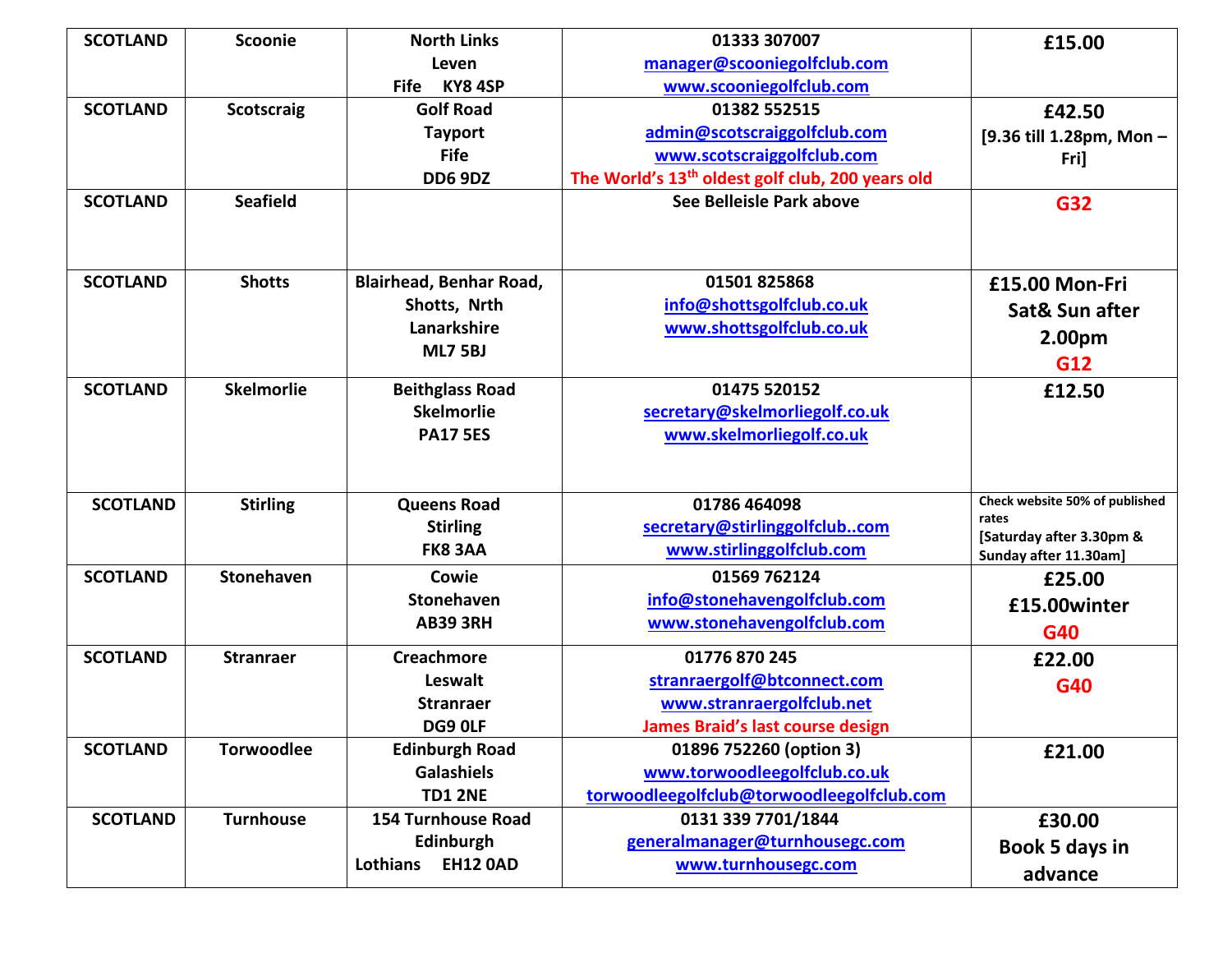| SCOTLAND | Scoonie | North Links<br>Leven<br>Fife KY8 4SP | 01333 307007<br>manager@scooniegolfclub.com<br>www.scooniegolfclub.com | £15.00 |
|---|---|---|---|---|
| SCOTLAND | Scotscraig | Golf Road<br>Tayport<br>Fife<br>DD6 9DZ | 01382 552515<br>admin@scotscraiggolfclub.com<br>www.scotscraiggolfclub.com<br>The World's 13th oldest golf club, 200 years old | £42.50<br>[9.36 till 1.28pm, Mon – Fri] |
| SCOTLAND | Seafield | | See Belleisle Park above | G32 |
| SCOTLAND | Shotts | Blairhead, Benhar Road,<br>Shotts, Nrth Lanarkshire<br>ML7 5BJ | 01501 825868<br>info@shottsgolfclub.co.uk<br>www.shottsgolfclub.co.uk | £15.00 Mon-Fri<br>Sat& Sun after 2.00pm<br>G12 |
| SCOTLAND | Skelmorlie | Beithglass Road<br>Skelmorlie<br>PA17 5ES | 01475 520152<br>secretary@skelmorliegolf.co.uk<br>www.skelmorliegolf.co.uk | £12.50 |
| SCOTLAND | Stirling | Queens Road<br>Stirling<br>FK8 3AA | 01786 464098<br>secretary@stirlinggolfclub..com<br>www.stirlinggolfclub.com | Check website 50% of published rates<br>[Saturday after 3.30pm & Sunday after 11.30am] |
| SCOTLAND | Stonehaven | Cowie<br>Stonehaven<br>AB39 3RH | 01569 762124<br>info@stonehavengolfclub.com<br>www.stonehavengolfclub.com | £25.00<br>£15.00winter<br>G40 |
| SCOTLAND | Stranraer | Creachmore<br>Leswalt<br>Stranraer<br>DG9 0LF | 01776 870 245<br>stranraergolf@btconnect.com<br>www.stranraergolfclub.net<br>James Braid's last course design | £22.00<br>G40 |
| SCOTLAND | Torwoodlee | Edinburgh Road<br>Galashiels<br>TD1 2NE | 01896 752260 (option 3)<br>www.torwoodleegolfclub.co.uk<br>torwoodleegolfclub@torwoodleegolfclub.com | £21.00 |
| SCOTLAND | Turnhouse | 154 Turnhouse Road<br>Edinburgh<br>Lothians EH12 0AD | 0131 339 7701/1844<br>generalmanager@turnhousegc.com<br>www.turnhousegc.com | £30.00<br>Book 5 days in advance |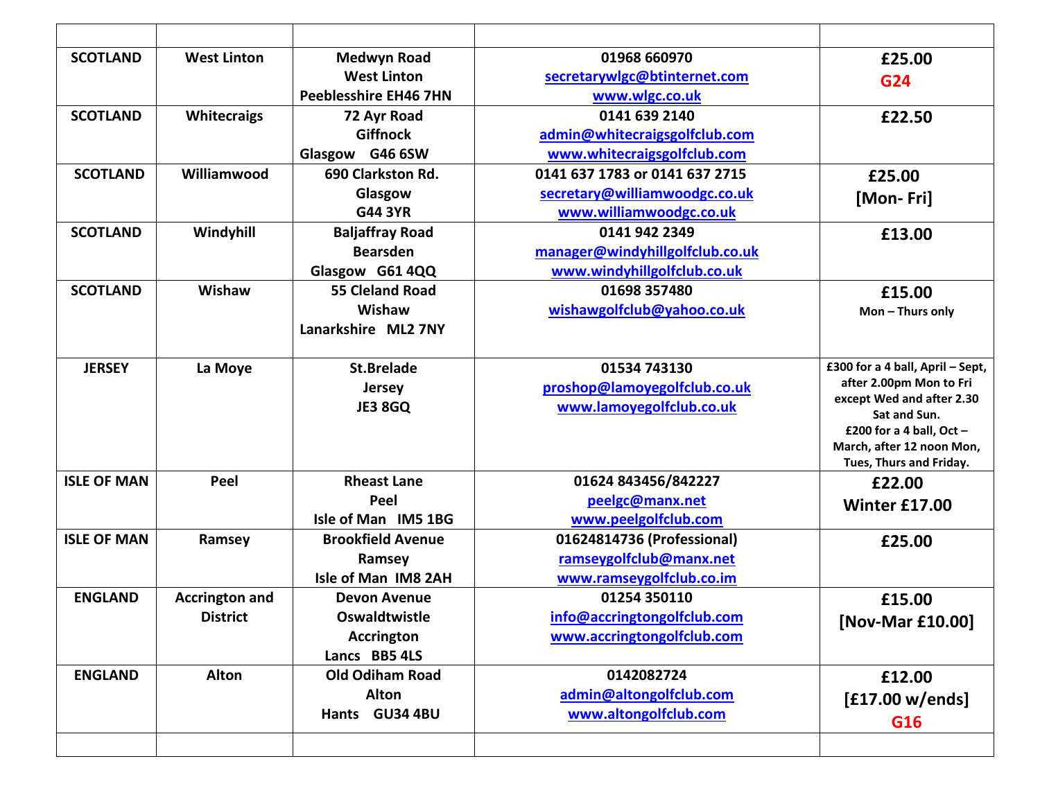| | | | | |
|---|---|---|---|---|
| **SCOTLAND** | **West Linton** | **Medwyn Road**<br>**West Linton**<br>**Peeblesshire EH46 7HN** | **01968 660970**<br>**secretarywlgc@btinternet.com**<br>**www.wlgc.co.uk** | **£25.00**<br>**G24** |
| **SCOTLAND** | **Whitecraigs** | **72 Ayr Road**<br>**Giffnock**<br>**Glasgow G46 6SW** | **0141 639 2140**<br>**admin@whitecraigsgolfclub.com**<br>**www.whitecraigsgolfclub.com** | **£22.50** |
| **SCOTLAND** | **Williamwood** | **690 Clarkston Rd.**<br>**Glasgow**<br>**G44 3YR** | **0141 637 1783 or 0141 637 2715**<br>**secretary@williamwoodgc.co.uk**<br>**www.williamwoodgc.co.uk** | **£25.00**<br>**[Mon- Fri]** |
| **SCOTLAND** | **Windyhill** | **Baljaffray Road**<br>**Bearsden**<br>**Glasgow G61 4QQ** | **0141 942 2349**<br>**manager@windyhillgolfclub.co.uk**<br>**www.windyhillgolfclub.co.uk** | **£13.00** |
| **SCOTLAND** | **Wishaw** | **55 Cleland Road**<br>**Wishaw**<br>**Lanarkshire ML2 7NY** | **01698 357480**<br>**wishawgolfclub@yahoo.co.uk** | **£15.00**<br>**Mon – Thurs only** |
| **JERSEY** | **La Moye** | **St.Brelade**<br>**Jersey**<br>**JE3 8GQ** | **01534 743130**<br>**proshop@lamoyegolfclub.co.uk**<br>**www.lamoyegolfclub.co.uk** | **£300 for a 4 ball, April – Sept, after 2.00pm Mon to Fri except Wed and after 2.30 Sat and Sun.**<br>**£200 for a 4 ball, Oct – March, after 12 noon Mon, Tues, Thurs and Friday.** |
| **ISLE OF MAN** | **Peel** | **Rheast Lane**<br>**Peel**<br>**Isle of Man IM5 1BG** | **01624 843456/842227**<br>**peelgc@manx.net**<br>**www.peelgolfclub.com** | **£22.00**<br>**Winter £17.00** |
| **ISLE OF MAN** | **Ramsey** | **Brookfield Avenue**<br>**Ramsey**<br>**Isle of Man IM8 2AH** | **01624814736 (Professional)**<br>**ramseygolfclub@manx.net**<br>**www.ramseygolfclub.co.im** | **£25.00** |
| **ENGLAND** | **Accrington and District** | **Devon Avenue**<br>**Oswaldtwistle**<br>**Accrington**<br>**Lancs BB5 4LS** | **01254 350110**<br>**info@accringtongolfclub.com**<br>**www.accringtongolfclub.com** | **£15.00**<br>**[Nov-Mar £10.00]** |
| **ENGLAND** | **Alton** | **Old Odiham Road**<br>**Alton**<br>**Hants GU34 4BU** | **0142082724**<br>**admin@altongolfclub.com**<br>**www.altongolfclub.com** | **£12.00**<br>**[£17.00 w/ends]**<br>**G16** |
| | | | | |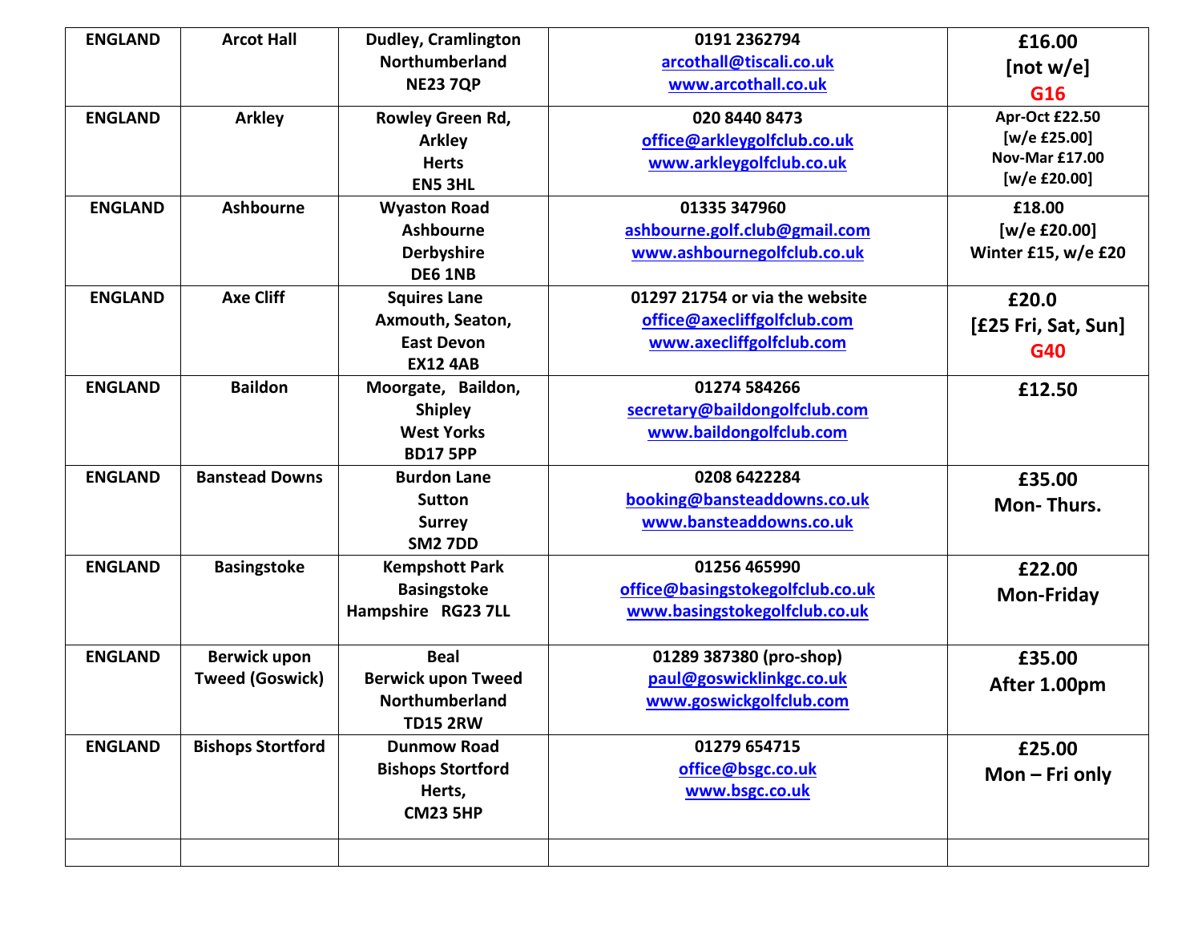| ENGLAND | Arcot Hall | Dudley, Cramlington<br>Northumberland<br>NE23 7QP | 0191 2362794<br>arcothall@tiscali.co.uk<br>www.arcothall.co.uk | £16.00<br>[not w/e]<br>G16 |
|---|---|---|---|---|
| ENGLAND | Arkley | Rowley Green Rd,<br>Arkley<br>Herts<br>EN5 3HL | 020 8440 8473<br>office@arkleygolfclub.co.uk<br>www.arkleygolfclub.co.uk | Apr-Oct £22.50<br>[w/e £25.00]<br>Nov-Mar £17.00<br>[w/e £20.00] |
| ENGLAND | Ashbourne | Wyaston Road<br>Ashbourne<br>Derbyshire<br>DE6 1NB | 01335 347960<br>ashbourne.golf.club@gmail.com<br>www.ashbournegolfclub.co.uk | £18.00<br>[w/e £20.00]<br>Winter £15, w/e £20 |
| ENGLAND | Axe Cliff | Squires Lane<br>Axmouth, Seaton,<br>East Devon<br>EX12 4AB | 01297 21754 or via the website<br>office@axecliffgolfclub.com<br>www.axecliffgolfclub.com | £20.0<br>[£25 Fri, Sat, Sun]<br>G40 |
| ENGLAND | Baildon | Moorgate, Baildon,<br>Shipley<br>West Yorks<br>BD17 5PP | 01274 584266<br>secretary@baildongolfclub.com<br>www.baildongolfclub.com | £12.50 |
| ENGLAND | Banstead Downs | Burdon Lane<br>Sutton<br>Surrey<br>SM2 7DD | 0208 6422284<br>booking@bansteaddowns.co.uk<br>www.bansteaddowns.co.uk | £35.00<br>Mon- Thurs. |
| ENGLAND | Basingstoke | Kempshott Park<br>Basingstoke<br>Hampshire RG23 7LL | 01256 465990<br>office@basingstokegolfclub.co.uk<br>www.basingstokegolfclub.co.uk | £22.00<br>Mon-Friday |
| ENGLAND | Berwick upon Tweed (Goswick) | Beal<br>Berwick upon Tweed<br>Northumberland<br>TD15 2RW | 01289 387380 (pro-shop)<br>paul@goswicklinkgc.co.uk<br>www.goswickgolfclub.com | £35.00<br>After 1.00pm |
| ENGLAND | Bishops Stortford | Dunmow Road<br>Bishops Stortford<br>Herts,<br>CM23 5HP | 01279 654715<br>office@bsgc.co.uk<br>www.bsgc.co.uk | £25.00<br>Mon – Fri only |
| | | | | |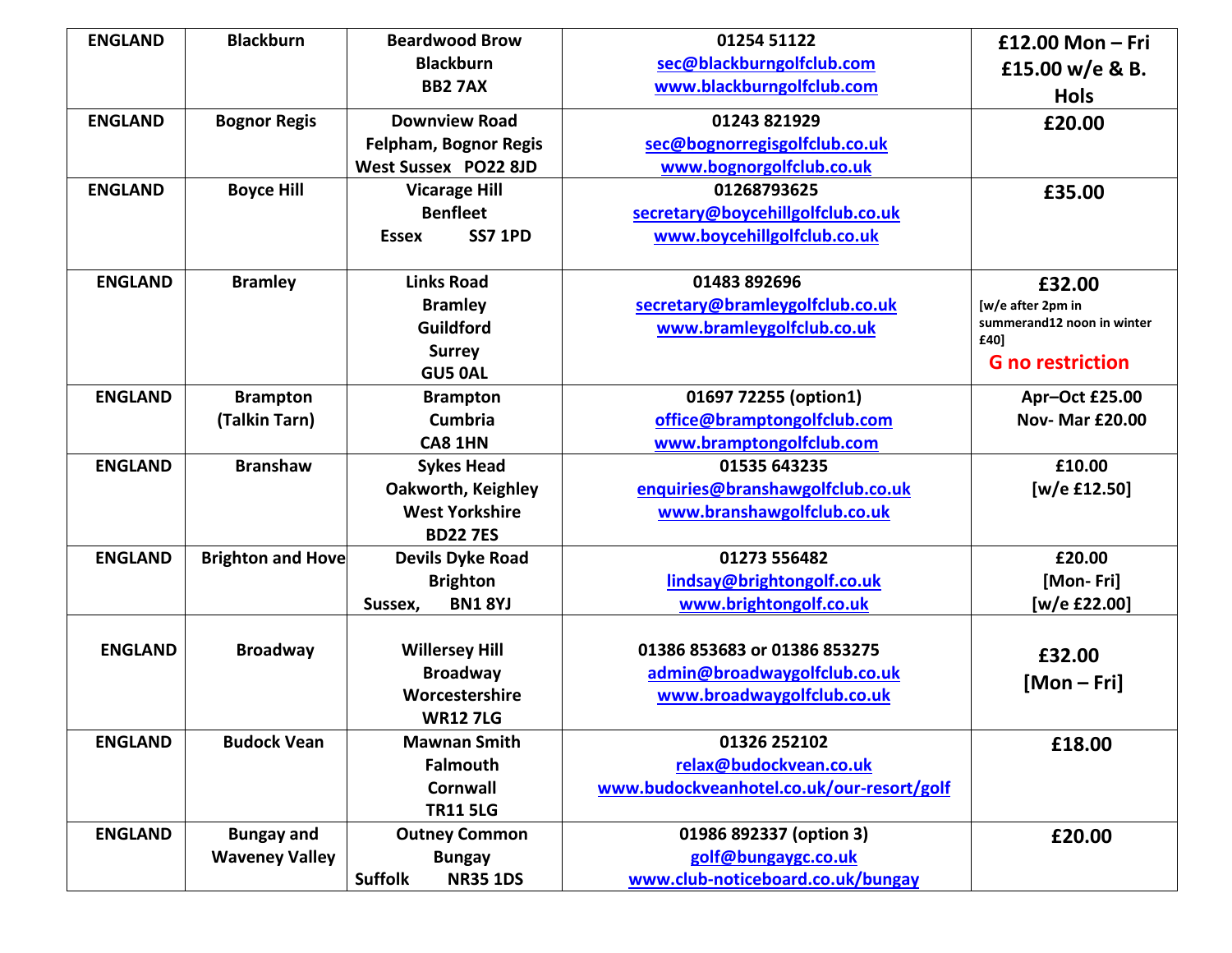| ENGLAND | Blackburn | Beardwood Brow<br>Blackburn<br>BB2 7AX | 01254 51122<br>sec@blackburngolfclub.com<br>www.blackburngolfclub.com | £12.00 Mon – Fri<br>£15.00 w/e & B. Hols |
|---|---|---|---|---|
| ENGLAND | Bognor Regis | Downview Road<br>Felpham, Bognor Regis<br>West Sussex PO22 8JD | 01243 821929<br>sec@bognorregisgolfclub.co.uk<br>www.bognorgolfclub.co.uk | £20.00 |
| ENGLAND | Boyce Hill | Vicarage Hill<br>Benfleet<br>Essex SS7 1PD | 01268793625<br>secretary@boycehillgolfclub.co.uk<br>www.boycehillgolfclub.co.uk | £35.00 |
| ENGLAND | Bramley | Links Road<br>Bramley<br>Guildford<br>Surrey<br>GU5 0AL | 01483 892696<br>secretary@bramleygolfclub.co.uk<br>www.bramleygolfclub.co.uk | £32.00<br>[w/e after 2pm in summerand12 noon in winter £40]<br>G no restriction |
| ENGLAND | Brampton (Talkin Tarn) | Brampton<br>Cumbria<br>CA8 1HN | 01697 72255 (option1)<br>office@bramptongolfclub.com<br>www.bramptongolfclub.com | Apr–Oct £25.00<br>Nov- Mar £20.00 |
| ENGLAND | Branshaw | Sykes Head<br>Oakworth, Keighley<br>West Yorkshire<br>BD22 7ES | 01535 643235<br>enquiries@branshawgolfclub.co.uk<br>www.branshawgolfclub.co.uk | £10.00<br>[w/e £12.50] |
| ENGLAND | Brighton and Hove | Devils Dyke Road<br>Brighton<br>Sussex, BN1 8YJ | 01273 556482<br>lindsay@brightongolf.co.uk<br>www.brightongolf.co.uk | £20.00<br>[Mon- Fri]<br>[w/e £22.00] |
| ENGLAND | Broadway | Willersey Hill<br>Broadway<br>Worcestershire<br>WR12 7LG | 01386 853683 or 01386 853275<br>admin@broadwaygolfclub.co.uk<br>www.broadwaygolfclub.co.uk | £32.00<br>[Mon – Fri] |
| ENGLAND | Budock Vean | Mawnan Smith<br>Falmouth<br>Cornwall<br>TR11 5LG | 01326 252102<br>relax@budockvean.co.uk<br>www.budockveanhotel.co.uk/our-resort/golf | £18.00 |
| ENGLAND | Bungay and Waveney Valley | Outney Common<br>Bungay<br>Suffolk NR35 1DS | 01986 892337 (option 3)<br>golf@bungaygc.co.uk<br>www.club-noticeboard.co.uk/bungay | £20.00 |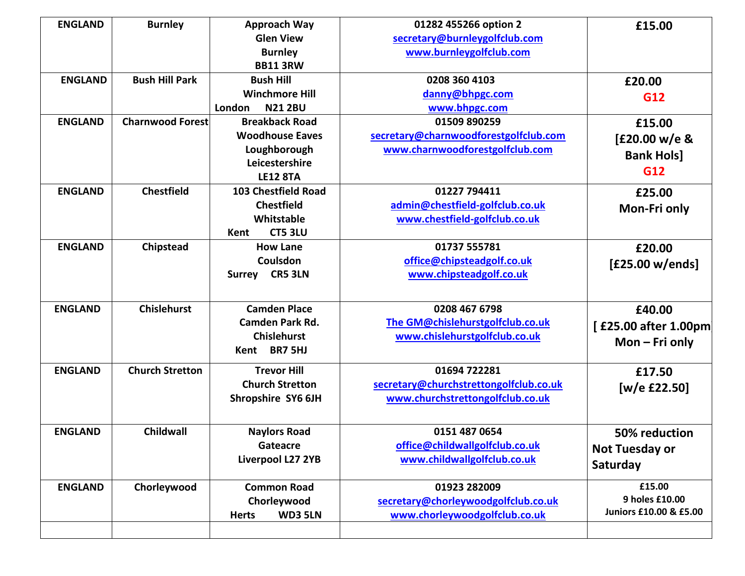| ENGLAND | Burnley | Approach Way<br>Glen View<br>Burnley<br>BB11 3RW | 01282 455266 option 2<br>secretary@burnleygolfclub.com<br>www.burnleygolfclub.com | £15.00 |
|---|---|---|---|---|
| ENGLAND | Bush Hill Park | Bush Hill<br>Winchmore Hill<br>London N21 2BU | 0208 360 4103<br>danny@bhpgc.com<br>www.bhpgc.com | £20.00<br>G12 |
| ENGLAND | Charnwood Forest | Breakback Road<br>Woodhouse Eaves<br>Loughborough<br>Leicestershire<br>LE12 8TA | 01509 890259<br>secretary@charnwoodforestgolfclub.com<br>www.charnwoodforestgolfclub.com | £15.00<br>[£20.00 w/e & Bank Hols]<br>G12 |
| ENGLAND | Chestfield | 103 Chestfield Road<br>Chestfield<br>Whitstable<br>Kent CT5 3LU | 01227 794411<br>admin@chestfield-golfclub.co.uk<br>www.chestfield-golfclub.co.uk | £25.00<br>Mon-Fri only |
| ENGLAND | Chipstead | How Lane<br>Coulsdon<br>Surrey CR5 3LN | 01737 555781<br>office@chipsteadgolf.co.uk<br>www.chipsteadgolf.co.uk | £20.00<br>[£25.00 w/ends] |
| ENGLAND | Chislehurst | Camden Place<br>Camden Park Rd.<br>Chislehurst<br>Kent BR7 5HJ | 0208 467 6798<br>The GM@chislehurstgolfclub.co.uk<br>www.chislehurstgolfclub.co.uk | £40.00<br>[ £25.00 after 1.00pm<br>Mon – Fri only |
| ENGLAND | Church Stretton | Trevor Hill<br>Church Stretton<br>Shropshire SY6 6JH | 01694 722281<br>secretary@churchstrettongolfclub.co.uk<br>www.churchstrettongolfclub.co.uk | £17.50<br>[w/e £22.50] |
| ENGLAND | Childwall | Naylors Road<br>Gateacre<br>Liverpool L27 2YB | 0151 487 0654<br>office@childwallgolfclub.co.uk<br>www.childwallgolfclub.co.uk | 50% reduction<br>Not Tuesday or Saturday |
| ENGLAND | Chorleywood | Common Road<br>Chorleywood<br>Herts WD3 5LN | 01923 282009<br>secretary@chorleywoodgolfclub.co.uk<br>www.chorleywoodgolfclub.co.uk | £15.00<br>9 holes £10.00<br>Juniors £10.00 & £5.00 |
| | | | | |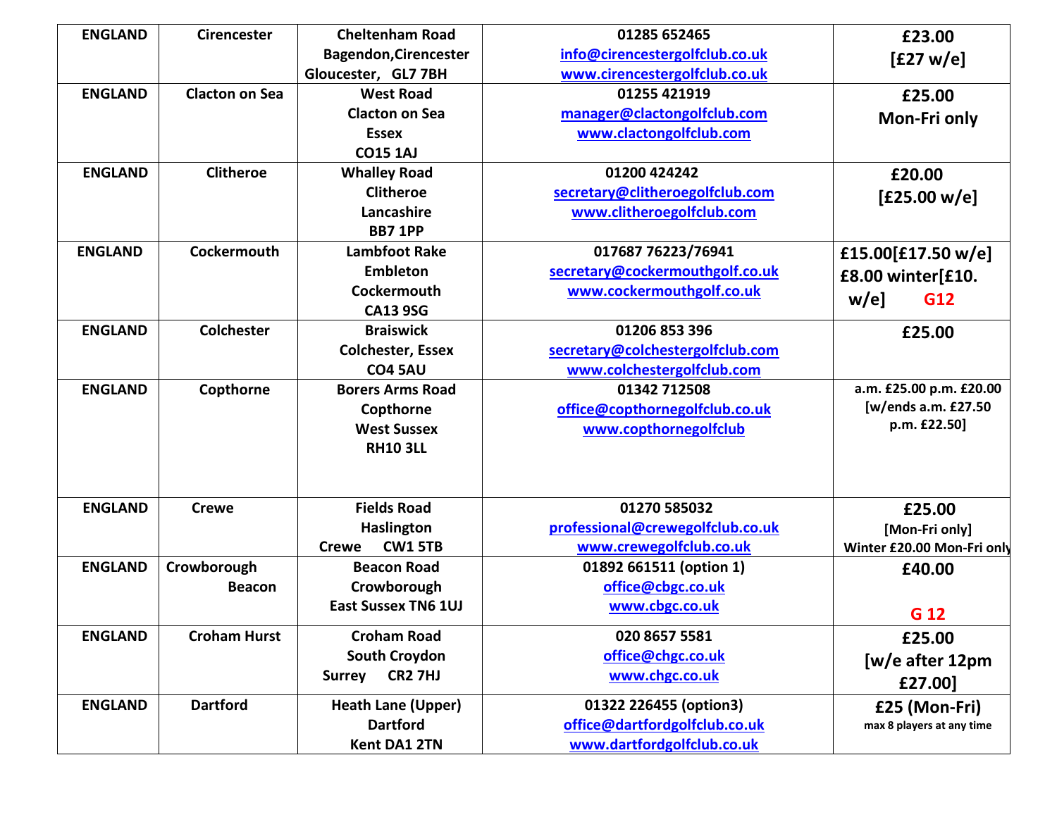| ENGLAND | Cirencester | Cheltenham Road Bagendon,Cirencester Gloucester, GL7 7BH | 01285 652465 info@cirencestergolfclub.co.uk www.cirencestergolfclub.co.uk | £23.00 [£27 w/e] |
|---|---|---|---|---|
| ENGLAND | Clacton on Sea | West Road Clacton on Sea Essex CO15 1AJ | 01255 421919 manager@clactongolfclub.com www.clactongolfclub.com | £25.00 Mon-Fri only |
| ENGLAND | Clitheroe | Whalley Road Clitheroe Lancashire BB7 1PP | 01200 424242 secretary@clitheroegolfclub.com www.clitheroegolfclub.com | £20.00 [£25.00 w/e] |
| ENGLAND | Cockermouth | Lambfoot Rake Embleton Cockermouth CA13 9SG | 017687 76223/76941 secretary@cockermouthgolf.co.uk www.cockermouthgolf.co.uk | £15.00[£17.50 w/e] £8.00 winter[£10. w/e] G12 |
| ENGLAND | Colchester | Braiswick Colchester, Essex CO4 5AU | 01206 853 396 secretary@colchestergolfclub.com www.colchestergolfclub.com | £25.00 |
| ENGLAND | Copthorne | Borers Arms Road Copthorne West Sussex RH10 3LL | 01342 712508 office@copthornegolfclub.co.uk www.copthornegolfclub | a.m. £25.00 p.m. £20.00 [w/ends a.m. £27.50 p.m. £22.50] |
| ENGLAND | Crewe | Fields Road Haslington Crewe CW1 5TB | 01270 585032 professional@crewegolfclub.co.uk www.crewegolfclub.co.uk | £25.00 [Mon-Fri only] Winter £20.00 Mon-Fri only |
| ENGLAND | Crowborough Beacon | Beacon Road Crowborough East Sussex TN6 1UJ | 01892 661511 (option 1) office@cbgc.co.uk www.cbgc.co.uk | £40.00 G 12 |
| ENGLAND | Croham Hurst | Croham Road South Croydon Surrey CR2 7HJ | 020 8657 5581 office@chgc.co.uk www.chgc.co.uk | £25.00 [w/e after 12pm £27.00] |
| ENGLAND | Dartford | Heath Lane (Upper) Dartford Kent DA1 2TN | 01322 226455 (option3) office@dartfordgolfclub.co.uk www.dartfordgolfclub.co.uk | £25 (Mon-Fri) max 8 players at any time |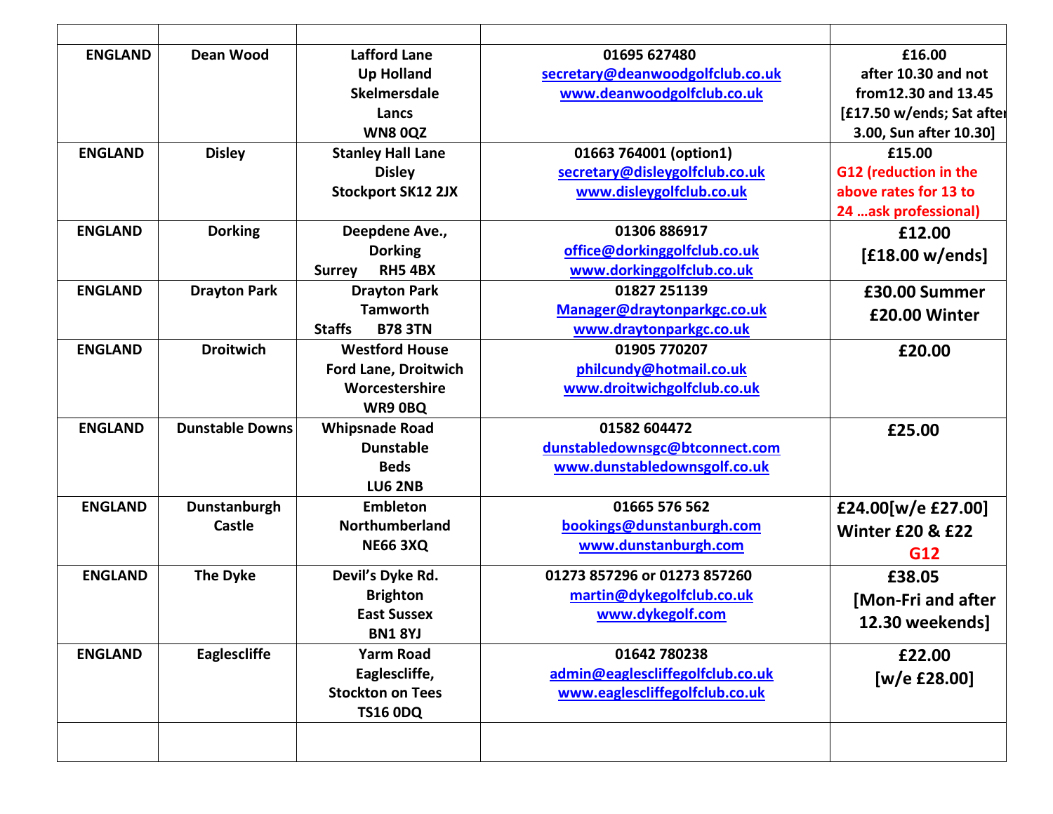| | | | | |
|---|---|---|---|---|
| ENGLAND | Dean Wood | Lafford Lane<br>Up Holland<br>Skelmersdale<br>Lancs<br>WN8 0QZ | 01695 627480<br>secretary@deanwoodgolfclub.co.uk<br>www.deanwoodgolfclub.co.uk | £16.00<br>after 10.30 and not from12.30 and 13.45<br>[£17.50 w/ends; Sat after 3.00, Sun after 10.30] |
| ENGLAND | Disley | Stanley Hall Lane<br>Disley<br>Stockport SK12 2JX | 01663 764001 (option1)<br>secretary@disleygolfclub.co.uk<br>www.disleygolfclub.co.uk | £15.00<br>G12 (reduction in the above rates for 13 to 24 …ask professional) |
| ENGLAND | Dorking | Deepdene Ave.,<br>Dorking<br>Surrey RH5 4BX | 01306 886917<br>office@dorkinggolfclub.co.uk<br>www.dorkinggolfclub.co.uk | £12.00<br>[£18.00 w/ends] |
| ENGLAND | Drayton Park | Drayton Park<br>Tamworth<br>Staffs B78 3TN | 01827 251139<br>Manager@draytonparkgc.co.uk<br>www.draytonparkgc.co.uk | £30.00 Summer<br>£20.00 Winter |
| ENGLAND | Droitwich | Westford House<br>Ford Lane, Droitwich<br>Worcestershire<br>WR9 0BQ | 01905 770207<br>philcundy@hotmail.co.uk<br>www.droitwichgolfclub.co.uk | £20.00 |
| ENGLAND | Dunstable Downs | Whipsnade Road<br>Dunstable<br>Beds<br>LU6 2NB | 01582 604472<br>dunstabledownsgc@btconnect.com<br>www.dunstabledownsgolf.co.uk | £25.00 |
| ENGLAND | Dunstanburgh Castle | Embleton<br>Northumberland<br>NE66 3XQ | 01665 576 562<br>bookings@dunstanburgh.com<br>www.dunstanburgh.com | £24.00[w/e £27.00]<br>Winter £20 & £22<br>G12 |
| ENGLAND | The Dyke | Devil's Dyke Rd.<br>Brighton<br>East Sussex<br>BN1 8YJ | 01273 857296 or 01273 857260<br>martin@dykegolfclub.co.uk<br>www.dykegolf.com | £38.05<br>[Mon-Fri and after 12.30 weekends] |
| ENGLAND | Eaglescliffe | Yarm Road<br>Eaglescliffe,<br>Stockton on Tees<br>TS16 0DQ | 01642 780238<br>admin@eaglescliffegolfclub.co.uk<br>www.eaglescliffegolfclub.co.uk | £22.00<br>[w/e £28.00] |
| | | | | |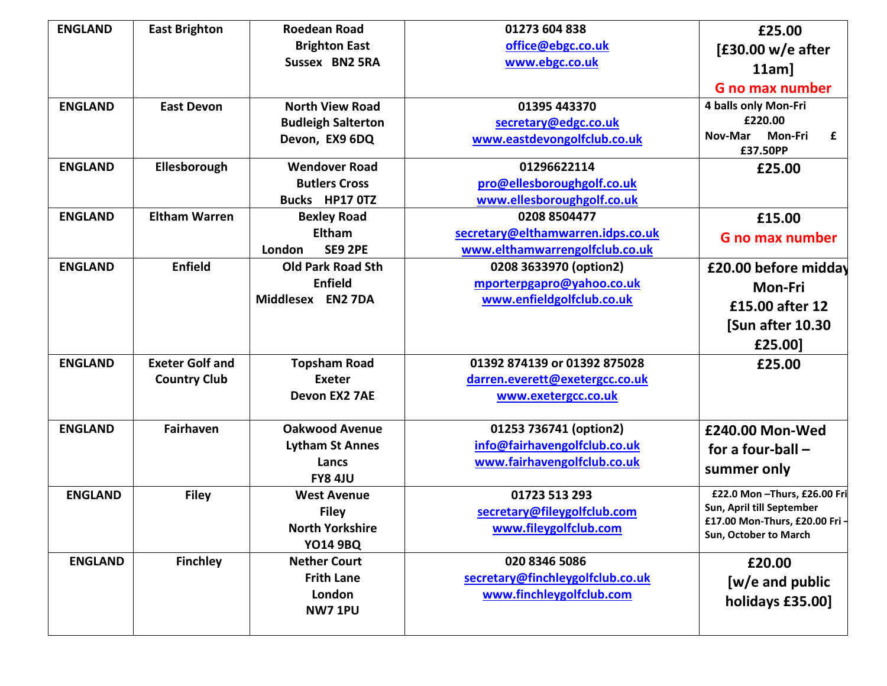| ENGLAND | East Brighton | Roedean Road<br>Brighton East<br>Sussex BN2 5RA | 01273 604 838<br>office@ebgc.co.uk<br>www.ebgc.co.uk | £25.00<br>[£30.00 w/e after 11am]<br>G no max number |
|---|---|---|---|---|
| ENGLAND | East Devon | North View Road<br>Budleigh Salterton<br>Devon, EX9 6DQ | 01395 443370<br>secretary@edgc.co.uk<br>www.eastdevongolfclub.co.uk | 4 balls only Mon-Fri<br>£220.00<br>Nov-Mar Mon-Fri £ £37.50PP |
| ENGLAND | Ellesborough | Wendover Road<br>Butlers Cross<br>Bucks HP17 0TZ | 01296622114<br>pro@ellesboroughgolf.co.uk<br>www.ellesboroughgolf.co.uk | £25.00 |
| ENGLAND | Eltham Warren | Bexley Road<br>Eltham<br>London SE9 2PE | 0208 8504477<br>secretary@elthamwarren.idps.co.uk<br>www.elthamwarrengolfclub.co.uk | £15.00<br>G no max number |
| ENGLAND | Enfield | Old Park Road Sth<br>Enfield<br>Middlesex EN2 7DA | 0208 3633970 (option2)<br>mporterpgapro@yahoo.co.uk<br>www.enfieldgolfclub.co.uk | £20.00 before midday Mon-Fri<br>£15.00 after 12<br>[Sun after 10.30 £25.00] |
| ENGLAND | Exeter Golf and Country Club | Topsham Road<br>Exeter<br>Devon EX2 7AE | 01392 874139 or 01392 875028<br>darren.everett@exetergcc.co.uk<br>www.exetergcc.co.uk | £25.00 |
| ENGLAND | Fairhaven | Oakwood Avenue<br>Lytham St Annes<br>Lancs<br>FY8 4JU | 01253 736741 (option2)<br>info@fairhavengolfclub.co.uk<br>www.fairhavengolfclub.co.uk | £240.00 Mon-Wed for a four-ball – summer only |
| ENGLAND | Filey | West Avenue<br>Filey<br>North Yorkshire<br>YO14 9BQ | 01723 513 293<br>secretary@fileygolfclub.com<br>www.fileygolfclub.com | £22.0 Mon –Thurs, £26.00 Fri - Sun, April till September<br>£17.00 Mon-Thurs, £20.00 Fri - Sun, October to March |
| ENGLAND | Finchley | Nether Court<br>Frith Lane<br>London<br>NW7 1PU | 020 8346 5086<br>secretary@finchleygolfclub.co.uk<br>www.finchleygolfclub.com | £20.00<br>[w/e and public holidays £35.00] |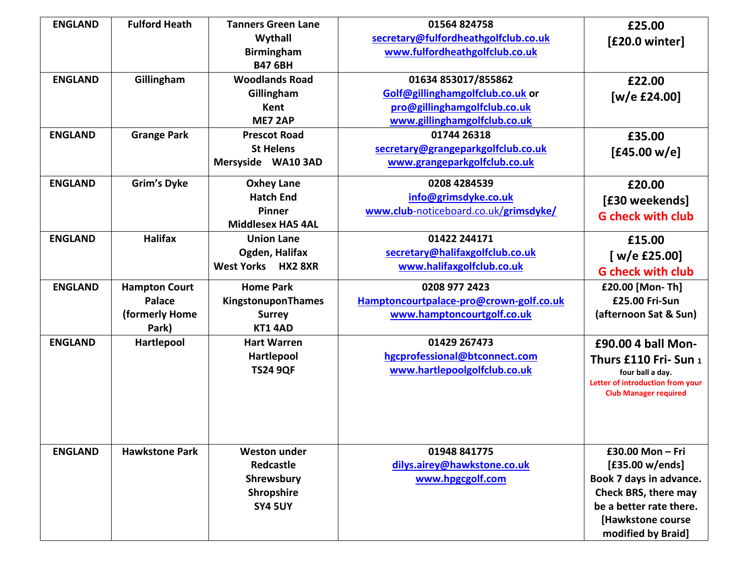| ENGLAND | Fulford Heath | Tanners Green Lane<br>Wythall<br>Birmingham<br>B47 6BH | 01564 824758<br>secretary@fulfordheathgolfclub.co.uk<br>www.fulfordheathgolfclub.co.uk | £25.00<br>[£20.0 winter] |
|---|---|---|---|---|
| ENGLAND | Gillingham | Woodlands Road<br>Gillingham<br>Kent<br>ME7 2AP | 01634 853017/855862<br>Golf@gillinghamgolfclub.co.uk or<br>pro@gillinghamgolfclub.co.uk<br>www.gillinghamgolfclub.co.uk | £22.00<br>[w/e £24.00] |
| ENGLAND | Grange Park | Prescot Road<br>St Helens<br>Merseyside WA10 3AD | 01744 26318<br>secretary@grangeparkgolfclub.co.uk<br>www.grangeparkgolfclub.co.uk | £35.00<br>[£45.00 w/e] |
| ENGLAND | Grim's Dyke | Oxhey Lane<br>Hatch End<br>Pinner<br>Middlesex HA5 4AL | 0208 4284539<br>info@grimsdyke.co.uk<br>www.club-noticeboard.co.uk/grimsdyke/ | £20.00<br>[£30 weekends]<br>G check with club |
| ENGLAND | Halifax | Union Lane<br>Ogden, Halifax<br>West Yorks HX2 8XR | 01422 244171<br>secretary@halifaxgolfclub.co.uk<br>www.halifaxgolfclub.co.uk | £15.00<br>[ w/e £25.00]<br>G check with club |
| ENGLAND | Hampton Court Palace (formerly Home Park) | Home Park<br>KingstonuponThames<br>Surrey<br>KT1 4AD | 0208 977 2423<br>Hamptoncourtpalace-pro@crown-golf.co.uk<br>www.hamptoncourtgolf.co.uk | £20.00 [Mon- Th]<br>£25.00 Fri-Sun<br>(afternoon Sat & Sun) |
| ENGLAND | Hartlepool | Hart Warren<br>Hartlepool<br>TS24 9QF | 01429 267473<br>hgcprofessional@btconnect.com<br>www.hartlepoolgolfclub.co.uk | £90.00 4 ball Mon-Thurs £110 Fri- Sun 1 four ball a day.<br>Letter of introduction from your Club Manager required |
| ENGLAND | Hawkstone Park | Weston under Redcastle<br>Shrewsbury<br>Shropshire<br>SY4 5UY | 01948 841775<br>dilys.airey@hawkstone.co.uk<br>www.hpgcgolf.com | £30.00 Mon – Fri<br>[£35.00 w/ends]<br>Book 7 days in advance. Check BRS, there may be a better rate there. [Hawkstone course modified by Braid] |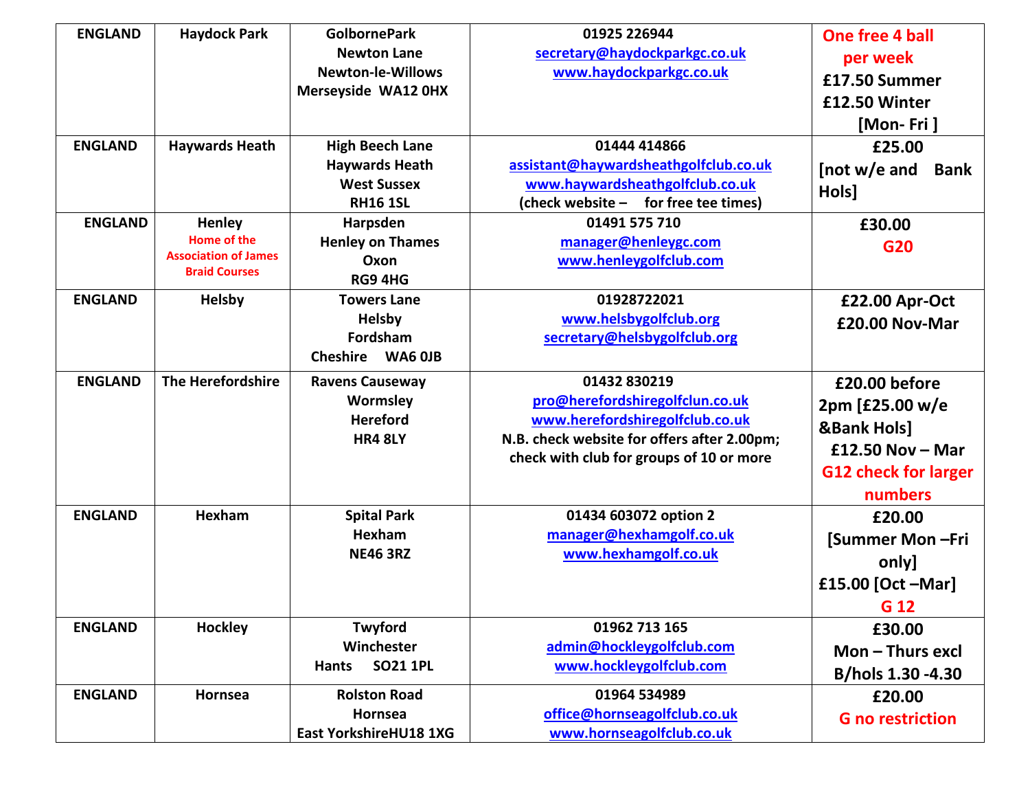| ENGLAND | Haydock Park | GolbornePark Newton Lane Newton-le-Willows Merseyside WA12 0HX | 01925 226944 secretary@haydockparkgc.co.uk www.haydockparkgc.co.uk | One free 4 ball per week £17.50 Summer £12.50 Winter [Mon- Fri ] |
|---|---|---|---|---|
| ENGLAND | Haywards Heath | High Beech Lane Haywards Heath West Sussex RH16 1SL | 01444 414866 assistant@haywardsheathgolfclub.co.uk www.haywardsheathgolfclub.co.uk (check website – for free tee times) | £25.00 [not w/e and Bank Hols] |
| ENGLAND | Henley Home of the Association of James Braid Courses | Harpsden Henley on Thames Oxon RG9 4HG | 01491 575 710 manager@henleygc.com www.henleygolfclub.com | £30.00 G20 |
| ENGLAND | Helsby | Towers Lane Helsby Fordsham Cheshire WA6 0JB | 01928722021 www.helsbygolfclub.org secretary@helsbygolfclub.org | £22.00 Apr-Oct £20.00 Nov-Mar |
| ENGLAND | The Herefordshire | Ravens Causeway Wormsley Hereford HR4 8LY | 01432 830219 pro@herefordshiregolfclun.co.uk www.herefordshiregolfclub.co.uk N.B. check website for offers after 2.00pm; check with club for groups of 10 or more | £20.00 before 2pm [£25.00 w/e &Bank Hols] £12.50 Nov – Mar G12 check for larger numbers |
| ENGLAND | Hexham | Spital Park Hexham NE46 3RZ | 01434 603072 option 2 manager@hexhamgolf.co.uk www.hexhamgolf.co.uk | £20.00 [Summer Mon –Fri only] £15.00 [Oct –Mar] G 12 |
| ENGLAND | Hockley | Twyford Winchester Hants SO21 1PL | 01962 713 165 admin@hockleygolfclub.com www.hockleygolfclub.com | £30.00 Mon – Thurs excl B/hols 1.30 -4.30 |
| ENGLAND | Hornsea | Rolston Road Hornsea East YorkshireHU18 1XG | 01964 534989 office@hornseagolfclub.co.uk www.hornseagolfclub.co.uk | £20.00 G no restriction |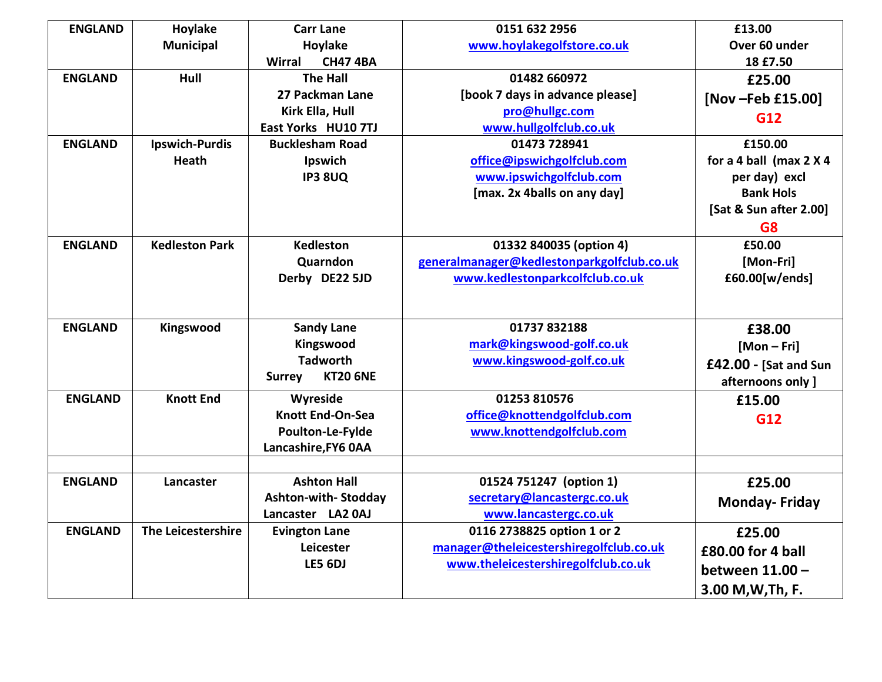| ENGLAND | Hoylake Municipal | Carr Lane<br>Hoylake<br>Wirral CH47 4BA | 0151 632 2956<br>www.hoylakegolfstore.co.uk | £13.00<br>Over 60 under 18 £7.50 |
|---|---|---|---|---|
| ENGLAND | Hull | The Hall<br>27 Packman Lane<br>Kirk Ella, Hull<br>East Yorks HU10 7TJ | 01482 660972<br>[book 7 days in advance please]<br>pro@hullgc.com<br>www.hullgolfclub.co.uk | £25.00<br>[Nov –Feb £15.00]<br>G12 |
| ENGLAND | Ipswich-Purdis Heath | Bucklesham Road<br>Ipswich<br>IP3 8UQ | 01473 728941<br>office@ipswichgolfclub.com<br>www.ipswichgolfclub.com<br>[max. 2x 4balls on any day] | £150.00<br>for a 4 ball (max 2 X 4 per day) excl Bank Hols<br>[Sat & Sun after 2.00]<br>G8 |
| ENGLAND | Kedleston Park | Kedleston<br>Quarndon<br>Derby DE22 5JD | 01332 840035 (option 4)<br>generalmanager@kedlestonparkgolfclub.co.uk<br>www.kedlestonparkcolfclub.co.uk | £50.00<br>[Mon-Fri]<br>£60.00[w/ends] |
| ENGLAND | Kingswood | Sandy Lane<br>Kingswood<br>Tadworth<br>Surrey KT20 6NE | 01737 832188<br>mark@kingswood-golf.co.uk<br>www.kingswood-golf.co.uk | £38.00<br>[Mon – Fri]<br>£42.00 - [Sat and Sun afternoons only ] |
| ENGLAND | Knott End | Wyreside<br>Knott End-On-Sea<br>Poulton-Le-Fylde<br>Lancashire,FY6 0AA | 01253 810576<br>office@knottendgolfclub.com<br>www.knottendgolfclub.com | £15.00<br>G12 |
| | | | | |
| ENGLAND | Lancaster | Ashton Hall<br>Ashton-with- Stodday<br>Lancaster LA2 0AJ | 01524 751247 (option 1)<br>secretary@lancastergc.co.uk<br>www.lancastergc.co.uk | £25.00<br>Monday- Friday |
| ENGLAND | The Leicestershire | Evington Lane<br>Leicester<br>LE5 6DJ | 0116 2738825 option 1 or 2<br>manager@theleicestershiregolfclub.co.uk<br>www.theleicestershiregolfclub.co.uk | £25.00<br>£80.00 for 4 ball between 11.00 – 3.00 M,W,Th, F. |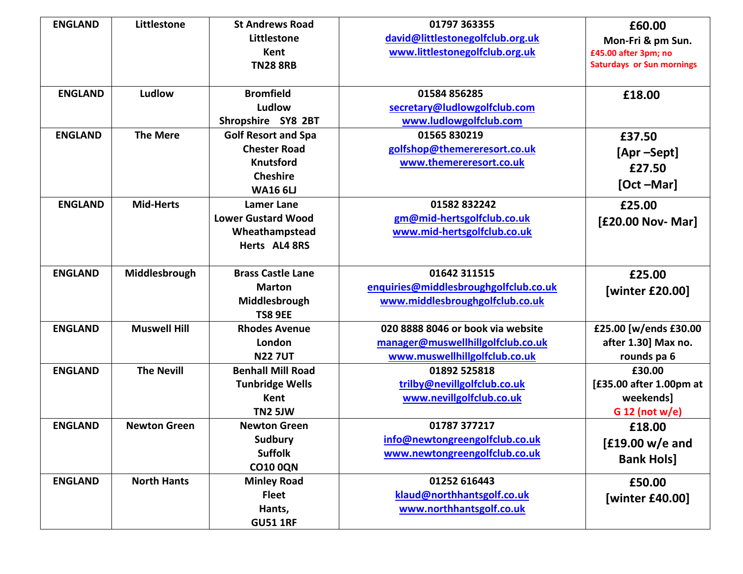| ENGLAND | Littlestone | St Andrews Road<br>Littlestone<br>Kent<br>TN28 8RB | 01797 363355<br>david@littlestonegolfclub.org.uk<br>www.littlestonegolfclub.org.uk | £60.00<br>Mon-Fri & pm Sun.<br>£45.00 after 3pm; no Saturdays or Sun mornings |
|---|---|---|---|---|
| ENGLAND | Ludlow | Bromfield<br>Ludlow<br>Shropshire SY8 2BT | 01584 856285<br>secretary@ludlowgolfclub.com<br>www.ludlowgolfclub.com | £18.00 |
| ENGLAND | The Mere | Golf Resort and Spa<br>Chester Road<br>Knutsford<br>Cheshire<br>WA16 6LJ | 01565 830219<br>golfshop@themereresort.co.uk<br>www.themereresort.co.uk | £37.50<br>[Apr –Sept]<br>£27.50<br>[Oct –Mar] |
| ENGLAND | Mid-Herts | Lamer Lane<br>Lower Gustard Wood<br>Wheathampstead<br>Herts AL4 8RS | 01582 832242<br>gm@mid-hertsgolfclub.co.uk<br>www.mid-hertsgolfclub.co.uk | £25.00<br>[£20.00 Nov- Mar] |
| ENGLAND | Middlesbrough | Brass Castle Lane<br>Marton<br>Middlesbrough<br>TS8 9EE | 01642 311515<br>enquiries@middlesbroughgolfclub.co.uk<br>www.middlesbroughgolfclub.co.uk | £25.00<br>[winter £20.00] |
| ENGLAND | Muswell Hill | Rhodes Avenue<br>London<br>N22 7UT | 020 8888 8046 or book via website<br>manager@muswellhillgolfclub.co.uk<br>www.muswellhillgolfclub.co.uk | £25.00 [w/ends £30.00 after 1.30] Max no. rounds pa 6 |
| ENGLAND | The Nevill | Benhall Mill Road<br>Tunbridge Wells<br>Kent<br>TN2 5JW | 01892 525818<br>trilby@nevillgolfclub.co.uk<br>www.nevillgolfclub.co.uk | £30.00<br>[£35.00 after 1.00pm at weekends]<br>G 12 (not w/e) |
| ENGLAND | Newton Green | Newton Green<br>Sudbury<br>Suffolk<br>CO10 0QN | 01787 377217<br>info@newtongreengolfclub.co.uk<br>www.newtongreengolfclub.co.uk | £18.00<br>[£19.00 w/e and Bank Hols] |
| ENGLAND | North Hants | Minley Road<br>Fleet<br>Hants,<br>GU51 1RF | 01252 616443<br>klaud@northhantsgolf.co.uk<br>www.northhantsgolf.co.uk | £50.00<br>[winter £40.00] |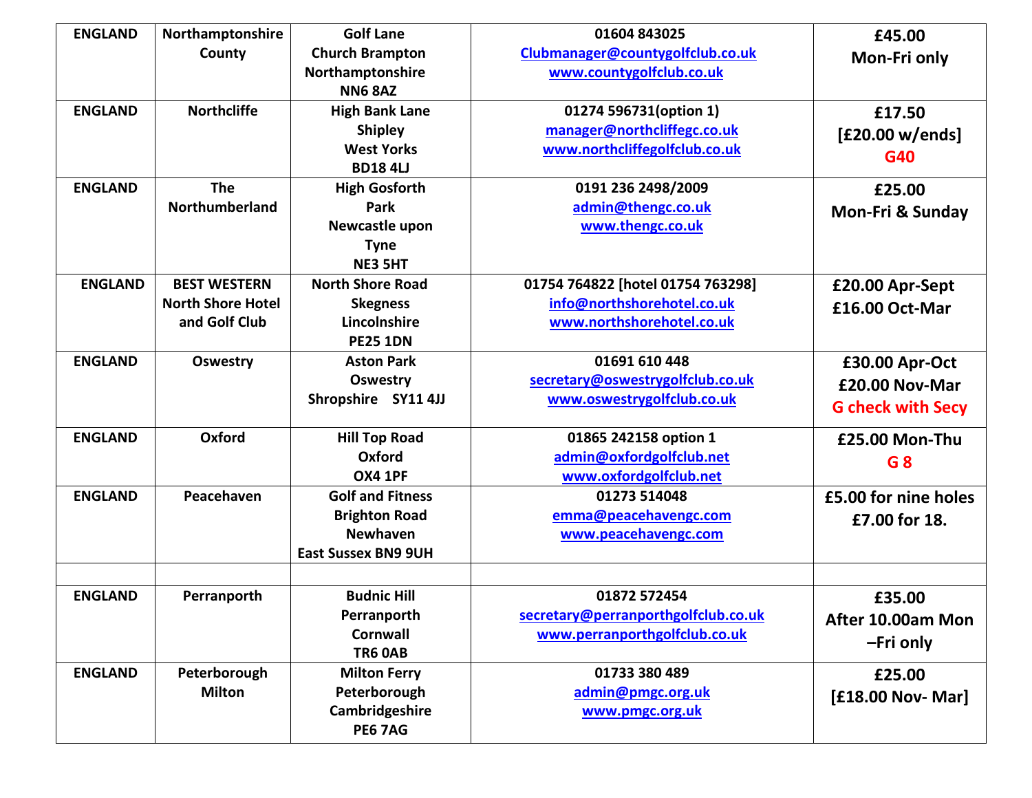| ENGLAND | Northamptonshire County | Golf Lane Church Brampton Northamptonshire NN6 8AZ | 01604 843025 Clubmanager@countygolfclub.co.uk www.countygolfclub.co.uk | £45.00 Mon-Fri only |
|---|---|---|---|---|
| ENGLAND | Northcliffe | High Bank Lane Shipley West Yorks BD18 4LJ | 01274 596731(option 1) manager@northcliffegc.co.uk www.northcliffegolfclub.co.uk | £17.50 [£20.00 w/ends] G40 |
| ENGLAND | The Northumberland | High Gosforth Park Newcastle upon Tyne NE3 5HT | 0191 236 2498/2009 admin@thengc.co.uk www.thengc.co.uk | £25.00 Mon-Fri & Sunday |
| ENGLAND | BEST WESTERN North Shore Hotel and Golf Club | North Shore Road Skegness Lincolnshire PE25 1DN | 01754 764822 [hotel 01754 763298] info@northshorehotel.co.uk www.northshorehotel.co.uk | £20.00 Apr-Sept £16.00 Oct-Mar |
| ENGLAND | Oswestry | Aston Park Oswestry Shropshire SY11 4JJ | 01691 610 448 secretary@oswestrygolfclub.co.uk www.oswestrygolfclub.co.uk | £30.00 Apr-Oct £20.00 Nov-Mar G check with Secy |
| ENGLAND | Oxford | Hill Top Road Oxford OX4 1PF | 01865 242158 option 1 admin@oxfordgolfclub.net www.oxfordgolfclub.net | £25.00 Mon-Thu G 8 |
| ENGLAND | Peacehaven | Golf and Fitness Brighton Road Newhaven East Sussex BN9 9UH | 01273 514048 emma@peacehavengc.com www.peacehavengc.com | £5.00 for nine holes £7.00 for 18. |
| | | | | |
| ENGLAND | Perranporth | Budnic Hill Perranporth Cornwall TR6 0AB | 01872 572454 secretary@perranporthgolfclub.co.uk www.perranporthgolfclub.co.uk | £35.00 After 10.00am Mon –Fri only |
| ENGLAND | Peterborough Milton | Milton Ferry Peterborough Cambridgeshire PE6 7AG | 01733 380 489 admin@pmgc.org.uk www.pmgc.org.uk | £25.00 [£18.00 Nov- Mar] |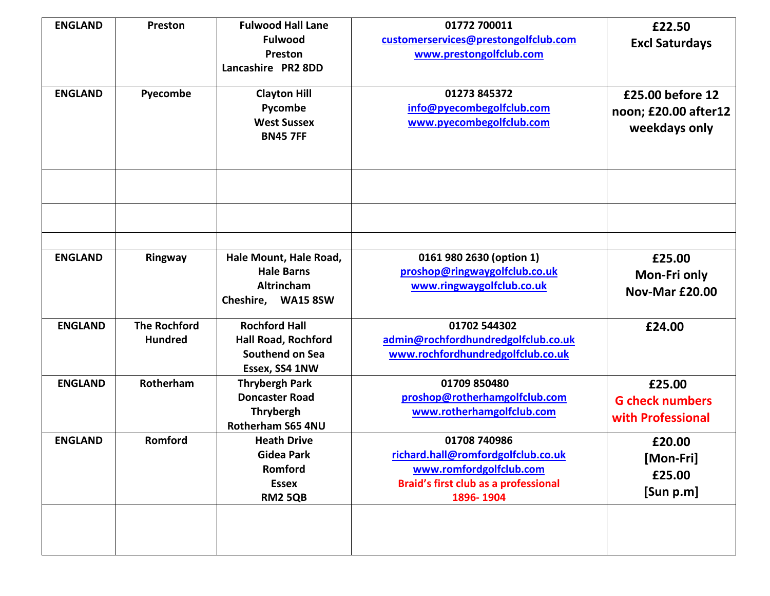| ENGLAND | Preston | Fulwood Hall Lane<br>Fulwood<br>Preston<br>Lancashire PR2 8DD | 01772 700011<br>customerservices@prestongolfclub.com<br>www.prestongolfclub.com | £22.50<br>Excl Saturdays |
|---|---|---|---|---|
| ENGLAND | Pyecombe | Clayton Hill<br>Pycombe<br>West Sussex<br>BN45 7FF | 01273 845372<br>info@pyecombegolfclub.com<br>www.pyecombegolfclub.com | £25.00 before 12 noon; £20.00 after12 weekdays only |
| | | | | |
| | | | | |
| | | | | |
| ENGLAND | Ringway | Hale Mount, Hale Road,<br>Hale Barns<br>Altrincham<br>Cheshire, WA15 8SW | 0161 980 2630 (option 1)<br>proshop@ringwaygolfclub.co.uk<br>www.ringwaygolfclub.co.uk | £25.00<br>Mon-Fri only<br>Nov-Mar £20.00 |
| ENGLAND | The Rochford Hundred | Rochford Hall<br>Hall Road, Rochford<br>Southend on Sea<br>Essex, SS4 1NW | 01702 544302<br>admin@rochfordhundredgolfclub.co.uk<br>www.rochfordhundredgolfclub.co.uk | £24.00 |
| ENGLAND | Rotherham | Thrybergh Park<br>Doncaster Road<br>Thrybergh<br>Rotherham S65 4NU | 01709 850480<br>proshop@rotherhamgolfclub.com<br>www.rotherhamgolfclub.com | £25.00<br>G check numbers with Professional |
| ENGLAND | Romford | Heath Drive<br>Gidea Park<br>Romford<br>Essex<br>RM2 5QB | 01708 740986<br>richard.hall@romfordgolfclub.co.uk<br>www.romfordgolfclub.com<br>Braid's first club as a professional 1896- 1904 | £20.00<br>[Mon-Fri]<br>£25.00<br>[Sun p.m] |
| | | | | |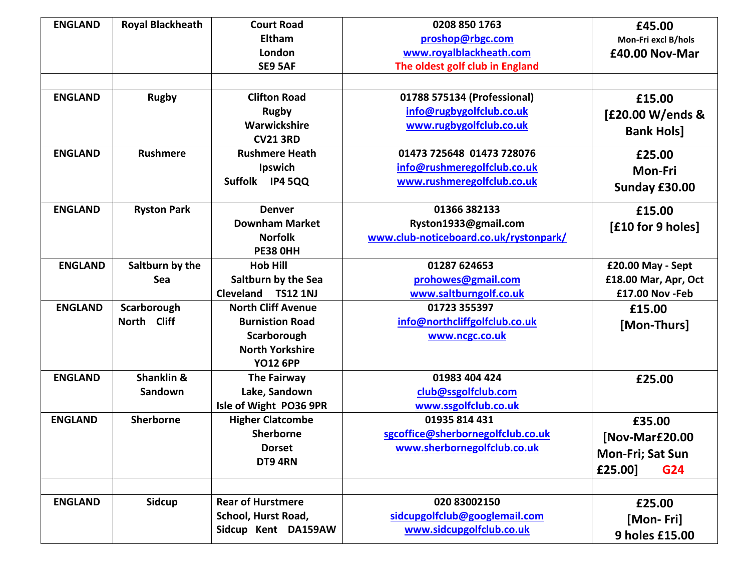| ENGLAND | Royal Blackheath | Court Road<br>Eltham<br>London<br>SE9 5AF | 0208 850 1763<br>proshop@rbgc.com<br>www.royalblackheath.com<br>The oldest golf club in England | £45.00<br>Mon-Fri excl B/hols<br>£40.00 Nov-Mar |
|---|---|---|---|---|
| | | | | |
| ENGLAND | Rugby | Clifton Road<br>Rugby<br>Warwickshire<br>CV21 3RD | 01788 575134 (Professional)<br>info@rugbygolfclub.co.uk<br>www.rugbygolfclub.co.uk | £15.00<br>[£20.00 W/ends & Bank Hols] |
| ENGLAND | Rushmere | Rushmere Heath<br>Ipswich<br>Suffolk IP4 5QQ | 01473 725648 01473 728076<br>info@rushmeregolfclub.co.uk<br>www.rushmeregolfclub.co.uk | £25.00<br>Mon-Fri<br>Sunday £30.00 |
| ENGLAND | Ryston Park | Denver<br>Downham Market<br>Norfolk<br>PE38 0HH | 01366 382133<br>Ryston1933@gmail.com<br>www.club-noticeboard.co.uk/rystonpark/ | £15.00<br>[£10 for 9 holes] |
| ENGLAND | Saltburn by the Sea | Hob Hill<br>Saltburn by the Sea<br>Cleveland TS12 1NJ | 01287 624653<br>prohowes@gmail.com<br>www.saltburngolf.co.uk | £20.00 May - Sept<br>£18.00 Mar, Apr, Oct<br>£17.00 Nov -Feb |
| ENGLAND | Scarborough North Cliff | North Cliff Avenue<br>Burnistion Road<br>Scarborough<br>North Yorkshire<br>YO12 6PP | 01723 355397<br>info@northcliffgolfclub.co.uk<br>www.ncgc.co.uk | £15.00<br>[Mon-Thurs] |
| ENGLAND | Shanklin & Sandown | The Fairway<br>Lake, Sandown<br>Isle of Wight PO36 9PR | 01983 404 424<br>club@ssgolfclub.com<br>www.ssgolfclub.co.uk | £25.00 |
| ENGLAND | Sherborne | Higher Clatcombe<br>Sherborne<br>Dorset<br>DT9 4RN | 01935 814 431<br>sgcoffice@sherbornegolfclub.co.uk<br>www.sherbornegolfclub.co.uk | £35.00<br>[Nov-Mar£20.00 Mon-Fri; Sat Sun £25.00] G24 |
| | | | | |
| ENGLAND | Sidcup | Rear of Hurstmere School, Hurst Road,<br>Sidcup Kent DA159AW | 020 83002150<br>sidcupgolfclub@googlemail.com<br>www.sidcupgolfclub.co.uk | £25.00<br>[Mon- Fri]<br>9 holes £15.00 |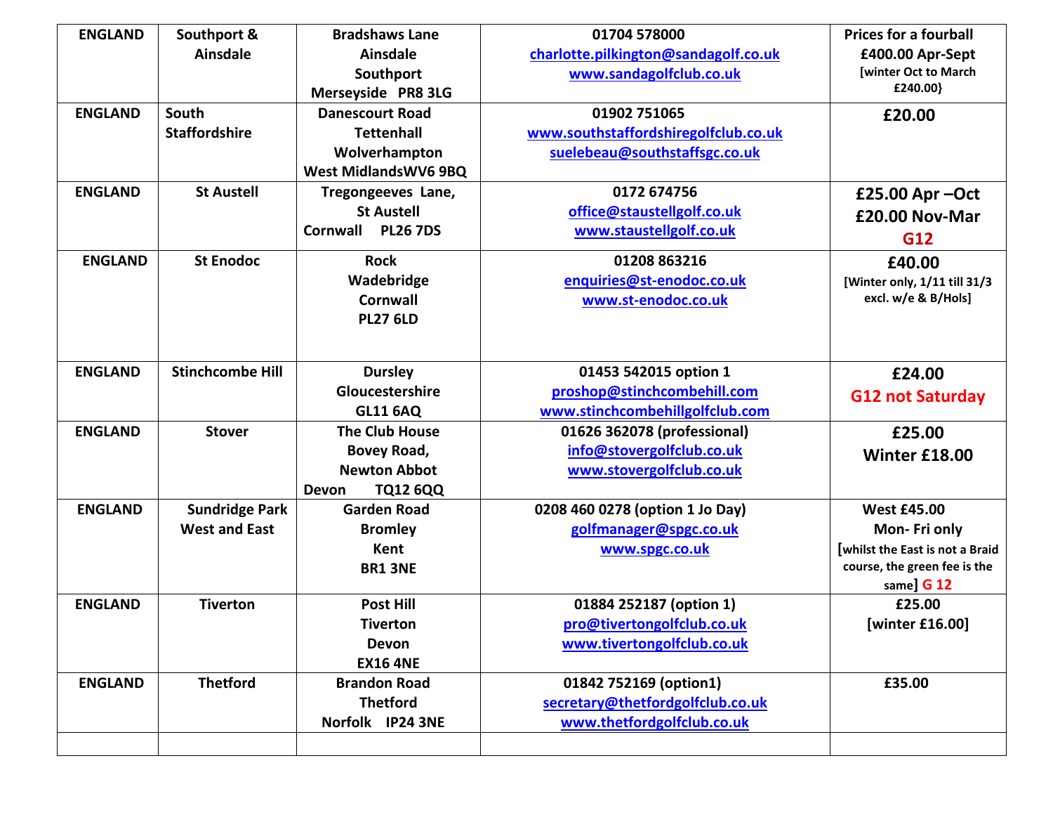| ENGLAND | Southport & Ainsdale | Bradshaws Lane<br>Ainsdale<br>Southport<br>Merseyside PR8 3LG | 01704 578000<br>charlotte.pilkington@sandagolf.co.uk<br>www.sandagolfclub.co.uk | Prices for a fourball<br>£400.00 Apr-Sept<br>[winter Oct to March £240.00} |
|---|---|---|---|---|
| ENGLAND | South Staffordshire | Danescourt Road<br>Tettenhall<br>Wolverhampton<br>West MidlandsWV6 9BQ | 01902 751065<br>www.southstaffordshiregolfclub.co.uk<br>suelebeau@southstaffsgc.co.uk | £20.00 |
| ENGLAND | St Austell | Tregongeeves Lane,<br>St Austell<br>Cornwall PL26 7DS | 0172 674756<br>office@staustellgolf.co.uk<br>www.staustellgolf.co.uk | £25.00 Apr –Oct<br>£20.00 Nov-Mar<br>G12 |
| ENGLAND | St Enodoc | Rock<br>Wadebridge<br>Cornwall<br>PL27 6LD | 01208 863216<br>enquiries@st-enodoc.co.uk<br>www.st-enodoc.co.uk | £40.00<br>[Winter only, 1/11 till 31/3 excl. w/e & B/Hols] |
| ENGLAND | Stinchcombe Hill | Dursley<br>Gloucestershire<br>GL11 6AQ | 01453 542015 option 1<br>proshop@stinchcombehill.com<br>www.stinchcombehillgolfclub.com | £24.00<br>G12 not Saturday |
| ENGLAND | Stover | The Club House<br>Bovey Road,<br>Newton Abbot<br>Devon TQ12 6QQ | 01626 362078 (professional)<br>info@stovergolfclub.co.uk<br>www.stovergolfclub.co.uk | £25.00<br>Winter £18.00 |
| ENGLAND | Sundridge Park West and East | Garden Road<br>Bromley<br>Kent<br>BR1 3NE | 0208 460 0278 (option 1 Jo Day)<br>golfmanager@spgc.co.uk<br>www.spgc.co.uk | West £45.00<br>Mon- Fri only<br>[whilst the East is not a Braid course, the green fee is the same] G 12 |
| ENGLAND | Tiverton | Post Hill<br>Tiverton<br>Devon<br>EX16 4NE | 01884 252187 (option 1)<br>pro@tivertongolfclub.co.uk<br>www.tivertongolfclub.co.uk | £25.00<br>[winter £16.00] |
| ENGLAND | Thetford | Brandon Road<br>Thetford<br>Norfolk IP24 3NE | 01842 752169 (option1)<br>secretary@thetfordgolfclub.co.uk<br>www.thetfordgolfclub.co.uk | £35.00 |
| | | | | |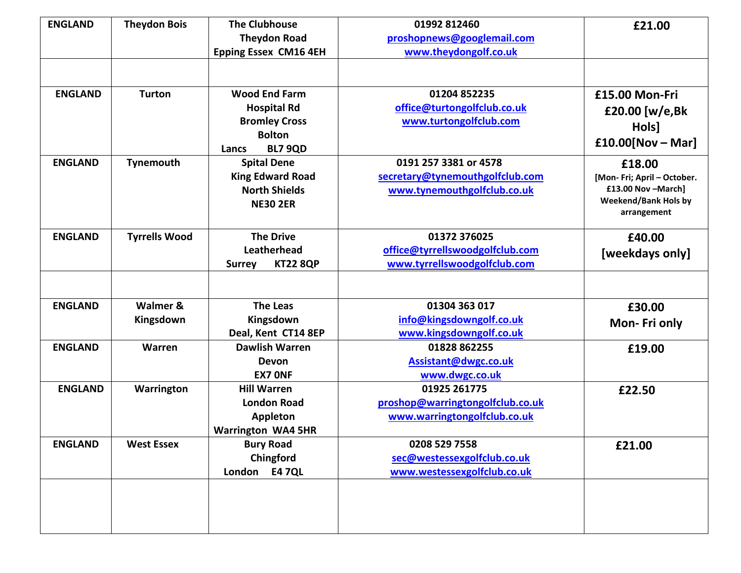| ENGLAND | Theydon Bois | The Clubhouse<br>Theydon Road<br>Epping Essex CM16 4EH | 01992 812460<br>proshopnews@googlemail.com<br>www.theydongolf.co.uk | £21.00 |
|---|---|---|---|---|
| | | | | |
| ENGLAND | Turton | Wood End Farm<br>Hospital Rd<br>Bromley Cross<br>Bolton<br>Lancs BL7 9QD | 01204 852235<br>office@turtongolfclub.co.uk<br>www.turtongolfclub.com | £15.00 Mon-Fri<br>£20.00 [w/e,Bk Hols]<br>£10.00[Nov – Mar] |
| ENGLAND | Tynemouth | Spital Dene<br>King Edward Road<br>North Shields<br>NE30 2ER | 0191 257 3381 or 4578<br>secretary@tynemouthgolfclub.com<br>www.tynemouthgolfclub.co.uk | £18.00<br>[Mon- Fri; April – October. £13.00 Nov –March]<br>Weekend/Bank Hols by arrangement |
| ENGLAND | Tyrrells Wood | The Drive<br>Leatherhead<br>Surrey KT22 8QP | 01372 376025<br>office@tyrrellswoodgolfclub.com<br>www.tyrrellswoodgolfclub.com | £40.00<br>[weekdays only] |
| | | | | |
| ENGLAND | Walmer & Kingsdown | The Leas<br>Kingsdown<br>Deal, Kent CT14 8EP | 01304 363 017<br>info@kingsdowngolf.co.uk<br>www.kingsdowngolf.co.uk | £30.00<br>Mon- Fri only |
| ENGLAND | Warren | Dawlish Warren<br>Devon<br>EX7 0NF | 01828 862255<br>Assistant@dwgc.co.uk<br>www.dwgc.co.uk | £19.00 |
| ENGLAND | Warrington | Hill Warren<br>London Road<br>Appleton<br>Warrington WA4 5HR | 01925 261775<br>proshop@warringtongolfclub.co.uk<br>www.warringtongolfclub.co.uk | £22.50 |
| ENGLAND | West Essex | Bury Road<br>Chingford<br>London E4 7QL | 0208 529 7558<br>sec@westessexgolfclub.co.uk<br>www.westessexgolfclub.co.uk | £21.00 |
| | | | | |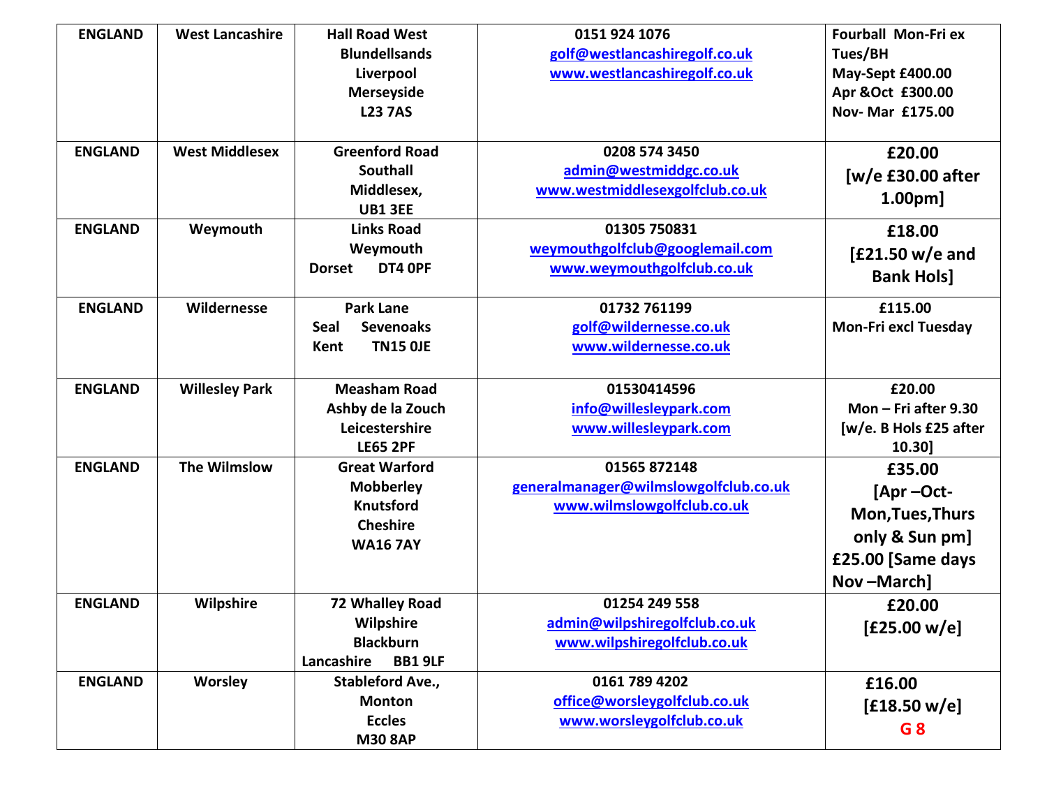| ENGLAND | West Lancashire | Hall Road West<br>Blundellsands<br>Liverpool<br>Merseyside<br>L23 7AS | 0151 924 1076<br>golf@westlancashiregolf.co.uk<br>www.westlancashiregolf.co.uk | Fourball Mon-Fri ex Tues/BH<br>May-Sept £400.00<br>Apr &Oct £300.00<br>Nov- Mar £175.00 |
|---|---|---|---|---|
| ENGLAND | West Middlesex | Greenford Road<br>Southall<br>Middlesex,<br>UB1 3EE | 0208 574 3450<br>admin@westmiddgc.co.uk<br>www.westmiddlesexgolfclub.co.uk | £20.00<br>[w/e £30.00 after 1.00pm] |
| ENGLAND | Weymouth | Links Road<br>Weymouth<br>Dorset DT4 0PF | 01305 750831<br>weymouthgolfclub@googlemail.com<br>www.weymouthgolfclub.co.uk | £18.00<br>[£21.50 w/e and Bank Hols] |
| ENGLAND | Wildernesse | Park Lane<br>Seal Sevenoaks<br>Kent TN15 0JE | 01732 761199<br>golf@wildernesse.co.uk<br>www.wildernesse.co.uk | £115.00<br>Mon-Fri excl Tuesday |
| ENGLAND | Willesley Park | Measham Road<br>Ashby de la Zouch<br>Leicestershire<br>LE65 2PF | 01530414596<br>info@willesleypark.com<br>www.willesleypark.com | £20.00<br>Mon – Fri after 9.30<br>[w/e. B Hols £25 after 10.30] |
| ENGLAND | The Wilmslow | Great Warford<br>Mobberley<br>Knutsford<br>Cheshire<br>WA16 7AY | 01565 872148<br>generalmanager@wilmslowgolfclub.co.uk<br>www.wilmslowgolfclub.co.uk | £35.00<br>[Apr –Oct- Mon,Tues,Thurs only & Sun pm]<br>£25.00 [Same days Nov –March] |
| ENGLAND | Wilpshire | 72 Whalley Road<br>Wilpshire<br>Blackburn<br>Lancashire BB1 9LF | 01254 249 558<br>admin@wilpshiregolfclub.co.uk<br>www.wilpshiregolfclub.co.uk | £20.00<br>[£25.00 w/e] |
| ENGLAND | Worsley | Stableford Ave.,<br>Monton<br>Eccles<br>M30 8AP | 0161 789 4202<br>office@worsleygolfclub.co.uk<br>www.worsleygolfclub.co.uk | £16.00<br>[£18.50 w/e]<br>G 8 |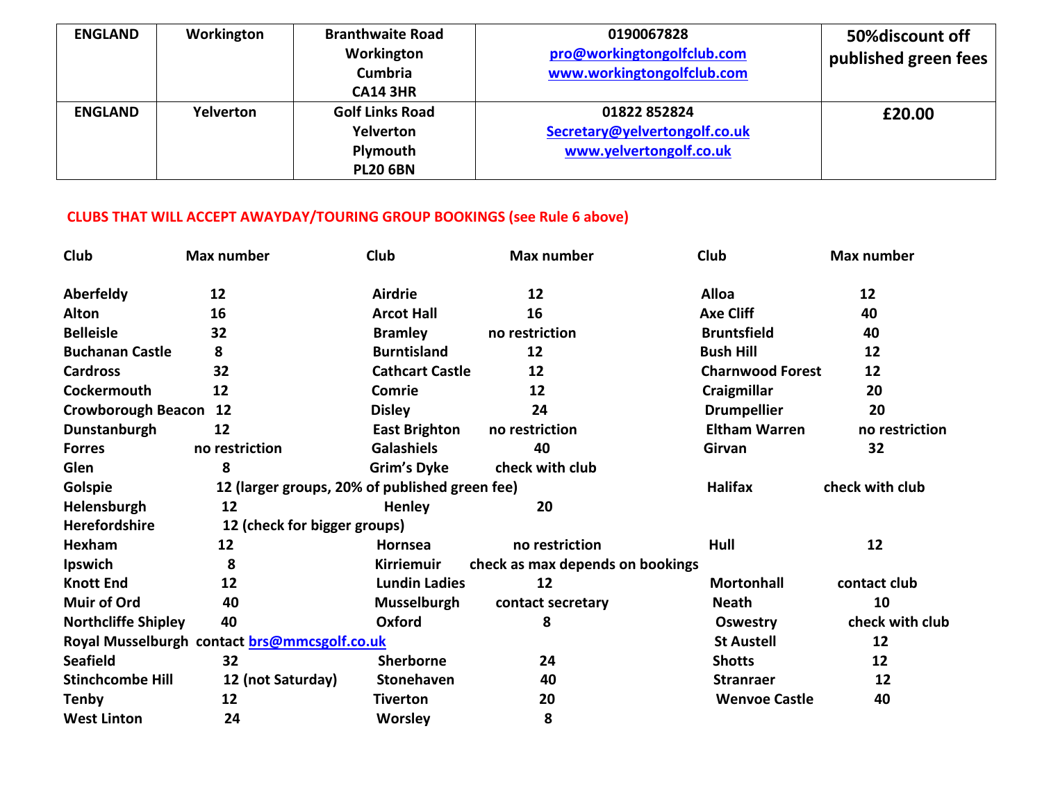| ENGLAND | Workington | Branthwaite Road<br>Workington<br>Cumbria<br>CA14 3HR | 0190067828<br>pro@workingtongolfclub.com<br>www.workingtongolfclub.com | 50%discount off published green fees |
|---|---|---|---|---|
| ENGLAND | Yelverton | Golf Links Road<br>Yelverton<br>Plymouth<br>PL20 6BN | 01822 852824<br>Secretary@yelvertongolf.co.uk<br>www.yelvertongolf.co.uk | £20.00 |

**CLUBS THAT WILL ACCEPT AWAYDAY/TOURING GROUP BOOKINGS (see Rule 6 above)**

| Club | Max number | Club | Max number | Club | Max number |
|---|---|---|---|---|---|
| Aberfeldy | 12 | Airdrie | 12 | Alloa | 12 |
| Alton | 16 | Arcot Hall | 16 | Axe Cliff | 40 |
| Belleisle | 32 | Bramley | no restriction | Bruntsfield | 40 |
| Buchanan Castle | 8 | Burntisland | 12 | Bush Hill | 12 |
| Cardross | 32 | Cathcart Castle | 12 | Charnwood Forest | 12 |
| Cockermouth | 12 | Comrie | 12 | Craigmillar | 20 |
| Crowborough Beacon | 12 | Disley | 24 | Drumpellier | 20 |
| Dunstanburgh | 12 | East Brighton | no restriction | Eltham Warren | no restriction |
| Forres | no restriction | Galashiels | 40 | Girvan | 32 |
| Glen | 8 | Grim's Dyke | check with club | | |
| Golspie | 12 (larger groups, 20% of published green fee) | | | Halifax | check with club |
| Helensburgh | 12 | Henley | 20 | | |
| Herefordshire | 12 (check for bigger groups) | | | | |
| Hexham | 12 | Hornsea | no restriction | Hull | 12 |
| Ipswich | 8 | Kirriemuir | check as max depends on bookings | | |
| Knott End | 12 | Lundin Ladies | 12 | Mortonhall | contact club |
| Muir of Ord | 40 | Musselburgh | contact secretary | Neath | 10 |
| Northcliffe Shipley | 40 | Oxford | 8 | Oswestry | check with club |
| Royal Musselburgh | contact brs@mmcsgolf.co.uk | | | St Austell | 12 |
| Seafield | 32 | Sherborne | 24 | Shotts | 12 |
| Stinchcombe Hill | 12 (not Saturday) | Stonehaven | 40 | Stranraer | 12 |
| Tenby | 12 | Tiverton | 20 | Wenvoe Castle | 40 |
| West Linton | 24 | Worsley | 8 | | |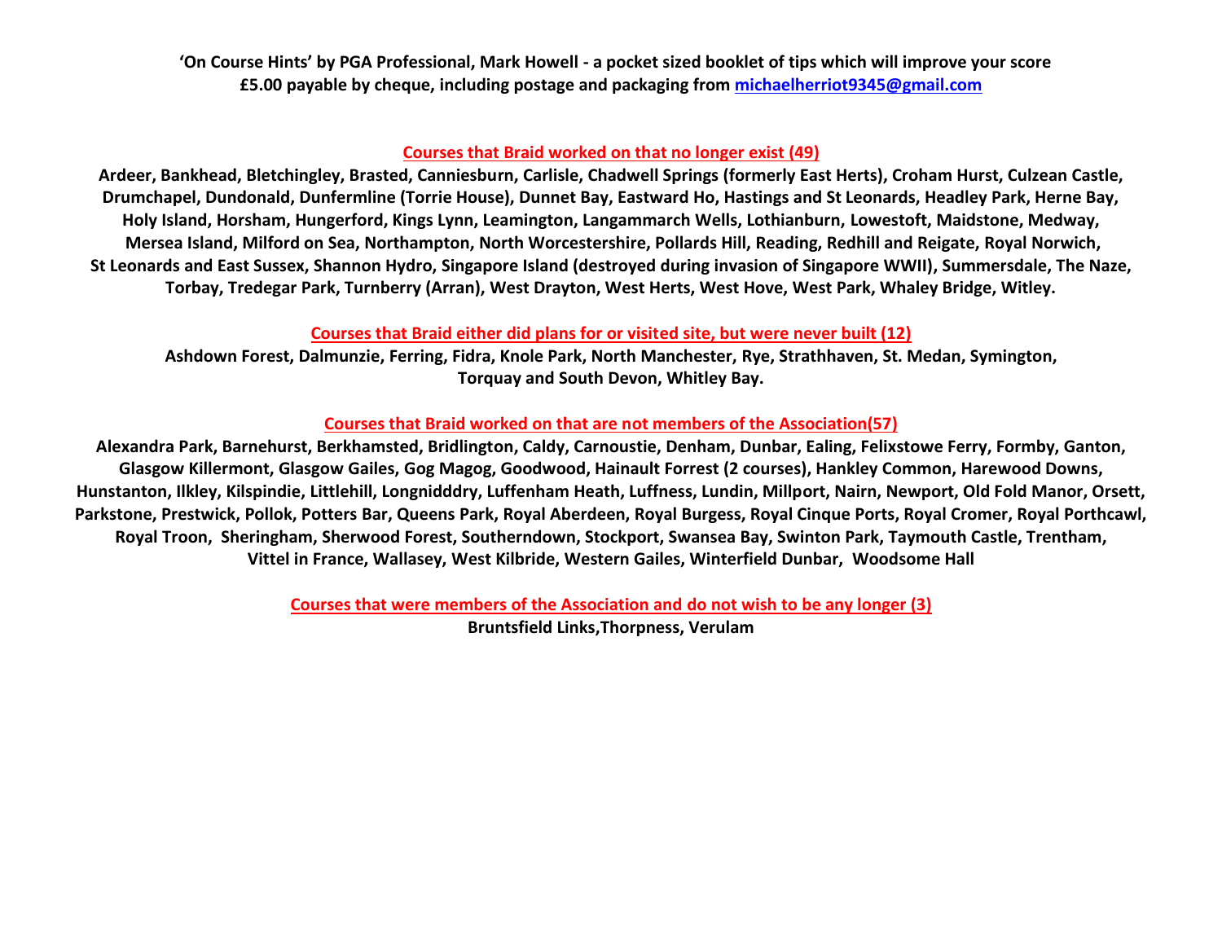**'On Course Hints' by PGA Professional, Mark Howell - a pocket sized booklet of tips which will improve your score £5.00 payable by cheque, including postage and packaging from michaelherriot9345@gmail.com**

## Courses that Braid worked on that no longer exist (49)

**Ardeer, Bankhead, Bletchingley, Brasted, Canniesburn, Carlisle, Chadwell Springs (formerly East Herts), Croham Hurst, Culzean Castle, Drumchapel, Dundonald, Dunfermline (Torrie House), Dunnet Bay, Eastward Ho, Hastings and St Leonards, Headley Park, Herne Bay, Holy Island, Horsham, Hungerford, Kings Lynn, Leamington, Langammarch Wells, Lothianburn, Lowestoft, Maidstone, Medway, Mersea Island, Milford on Sea, Northampton, North Worcestershire, Pollards Hill, Reading, Redhill and Reigate, Royal Norwich, St Leonards and East Sussex, Shannon Hydro, Singapore Island (destroyed during invasion of Singapore WWII), Summersdale, The Naze, Torbay, Tredegar Park, Turnberry (Arran), West Drayton, West Herts, West Hove, West Park, Whaley Bridge, Witley.**

## Courses that Braid either did plans for or visited site, but were never built (12)

**Ashdown Forest, Dalmunzie, Ferring, Fidra, Knole Park, North Manchester, Rye, Strathhaven, St. Medan, Symington, Torquay and South Devon, Whitley Bay.**

## Courses that Braid worked on that are not members of the Association(57)

**Alexandra Park, Barnehurst, Berkhamsted, Bridlington, Caldy, Carnoustie, Denham, Dunbar, Ealing, Felixstowe Ferry, Formby, Ganton, Glasgow Killermont, Glasgow Gailes, Gog Magog, Goodwood, Hainault Forrest (2 courses), Hankley Common, Harewood Downs, Hunstanton, Ilkley, Kilspindie, Littlehill, Longnidddry, Luffenham Heath, Luffness, Lundin, Millport, Nairn, Newport, Old Fold Manor, Orsett, Parkstone, Prestwick, Pollok, Potters Bar, Queens Park, Royal Aberdeen, Royal Burgess, Royal Cinque Ports, Royal Cromer, Royal Porthcawl, Royal Troon, Sheringham, Sherwood Forest, Southerndown, Stockport, Swansea Bay, Swinton Park, Taymouth Castle, Trentham, Vittel in France, Wallasey, West Kilbride, Western Gailes, Winterfield Dunbar, Woodsome Hall**

## Courses that were members of the Association and do not wish to be any longer (3)

**Bruntsfield Links,Thorpness, Verulam**